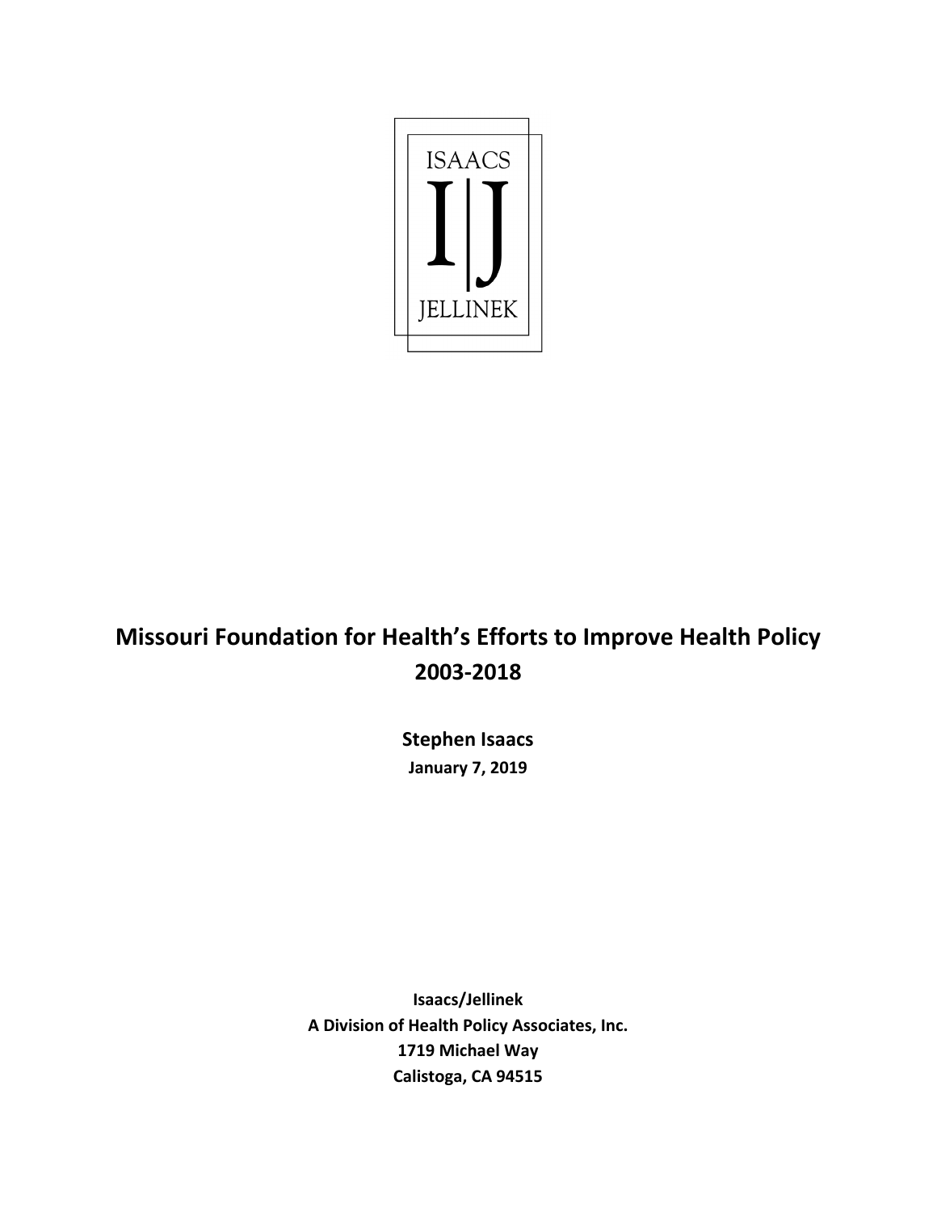ISAACS

I|J

JELLINEK

# Missouri Foundation for Health's Efforts to Improve Health Policy 2003-2018

**Stephen Isaacs**

**January 7, 2019**

**Isaacs/Jellinek**
**A Division of Health Policy Associates, Inc.**
**1719 Michael Way**
**Calistoga, CA 94515**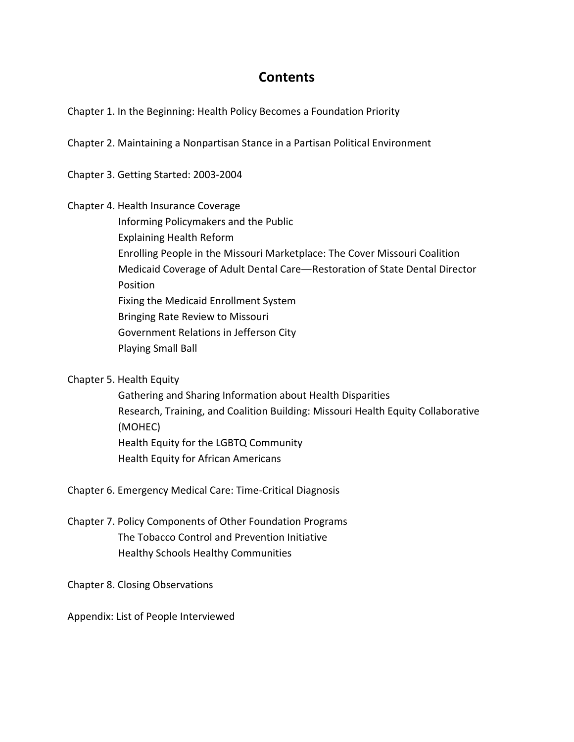# Contents

Chapter 1. In the Beginning: Health Policy Becomes a Foundation Priority

Chapter 2. Maintaining a Nonpartisan Stance in a Partisan Political Environment

Chapter 3. Getting Started: 2003-2004

Chapter 4. Health Insurance Coverage

- Informing Policymakers and the Public
- Explaining Health Reform
- Enrolling People in the Missouri Marketplace: The Cover Missouri Coalition
- Medicaid Coverage of Adult Dental Care—Restoration of State Dental Director Position
- Fixing the Medicaid Enrollment System
- Bringing Rate Review to Missouri
- Government Relations in Jefferson City
- Playing Small Ball

Chapter 5. Health Equity

- Gathering and Sharing Information about Health Disparities
- Research, Training, and Coalition Building: Missouri Health Equity Collaborative (MOHEC)
- Health Equity for the LGBTQ Community
- Health Equity for African Americans

Chapter 6. Emergency Medical Care: Time-Critical Diagnosis

Chapter 7. Policy Components of Other Foundation Programs

- The Tobacco Control and Prevention Initiative
- Healthy Schools Healthy Communities

Chapter 8. Closing Observations

Appendix: List of People Interviewed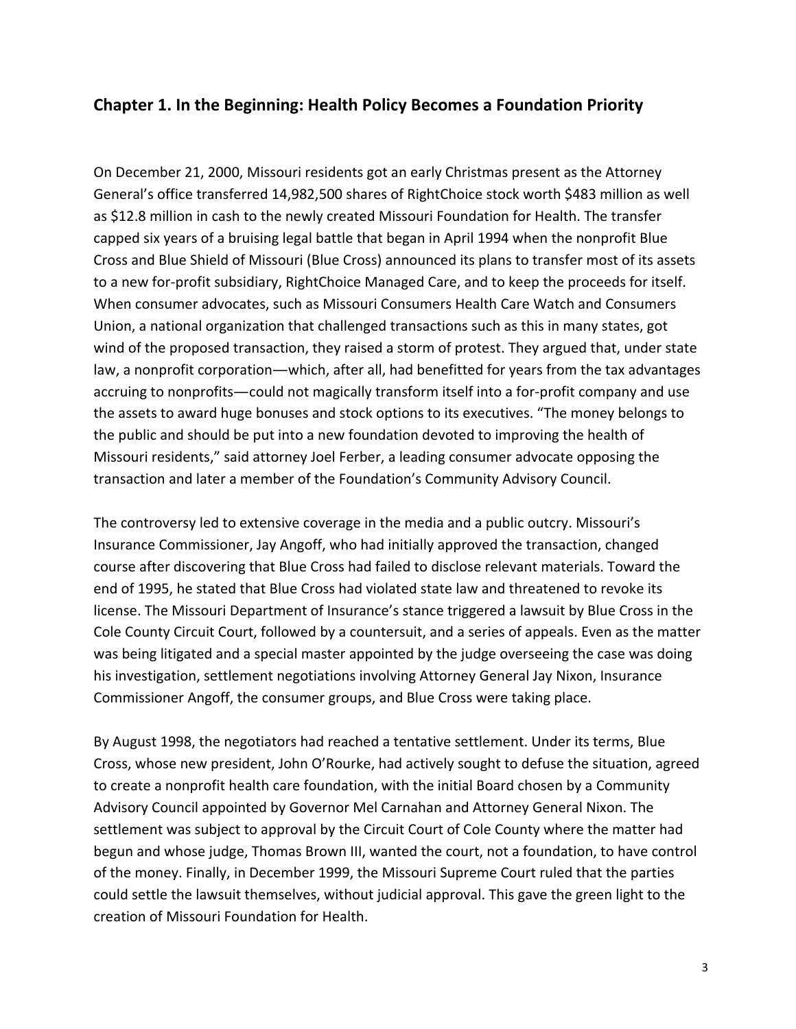## Chapter 1. In the Beginning: Health Policy Becomes a Foundation Priority

On December 21, 2000, Missouri residents got an early Christmas present as the Attorney General's office transferred 14,982,500 shares of RightChoice stock worth $483 million as well as $12.8 million in cash to the newly created Missouri Foundation for Health. The transfer capped six years of a bruising legal battle that began in April 1994 when the nonprofit Blue Cross and Blue Shield of Missouri (Blue Cross) announced its plans to transfer most of its assets to a new for-profit subsidiary, RightChoice Managed Care, and to keep the proceeds for itself. When consumer advocates, such as Missouri Consumers Health Care Watch and Consumers Union, a national organization that challenged transactions such as this in many states, got wind of the proposed transaction, they raised a storm of protest. They argued that, under state law, a nonprofit corporation—which, after all, had benefitted for years from the tax advantages accruing to nonprofits—could not magically transform itself into a for-profit company and use the assets to award huge bonuses and stock options to its executives. "The money belongs to the public and should be put into a new foundation devoted to improving the health of Missouri residents," said attorney Joel Ferber, a leading consumer advocate opposing the transaction and later a member of the Foundation's Community Advisory Council.

The controversy led to extensive coverage in the media and a public outcry. Missouri's Insurance Commissioner, Jay Angoff, who had initially approved the transaction, changed course after discovering that Blue Cross had failed to disclose relevant materials. Toward the end of 1995, he stated that Blue Cross had violated state law and threatened to revoke its license. The Missouri Department of Insurance's stance triggered a lawsuit by Blue Cross in the Cole County Circuit Court, followed by a countersuit, and a series of appeals. Even as the matter was being litigated and a special master appointed by the judge overseeing the case was doing his investigation, settlement negotiations involving Attorney General Jay Nixon, Insurance Commissioner Angoff, the consumer groups, and Blue Cross were taking place.

By August 1998, the negotiators had reached a tentative settlement. Under its terms, Blue Cross, whose new president, John O'Rourke, had actively sought to defuse the situation, agreed to create a nonprofit health care foundation, with the initial Board chosen by a Community Advisory Council appointed by Governor Mel Carnahan and Attorney General Nixon. The settlement was subject to approval by the Circuit Court of Cole County where the matter had begun and whose judge, Thomas Brown III, wanted the court, not a foundation, to have control of the money. Finally, in December 1999, the Missouri Supreme Court ruled that the parties could settle the lawsuit themselves, without judicial approval. This gave the green light to the creation of Missouri Foundation for Health.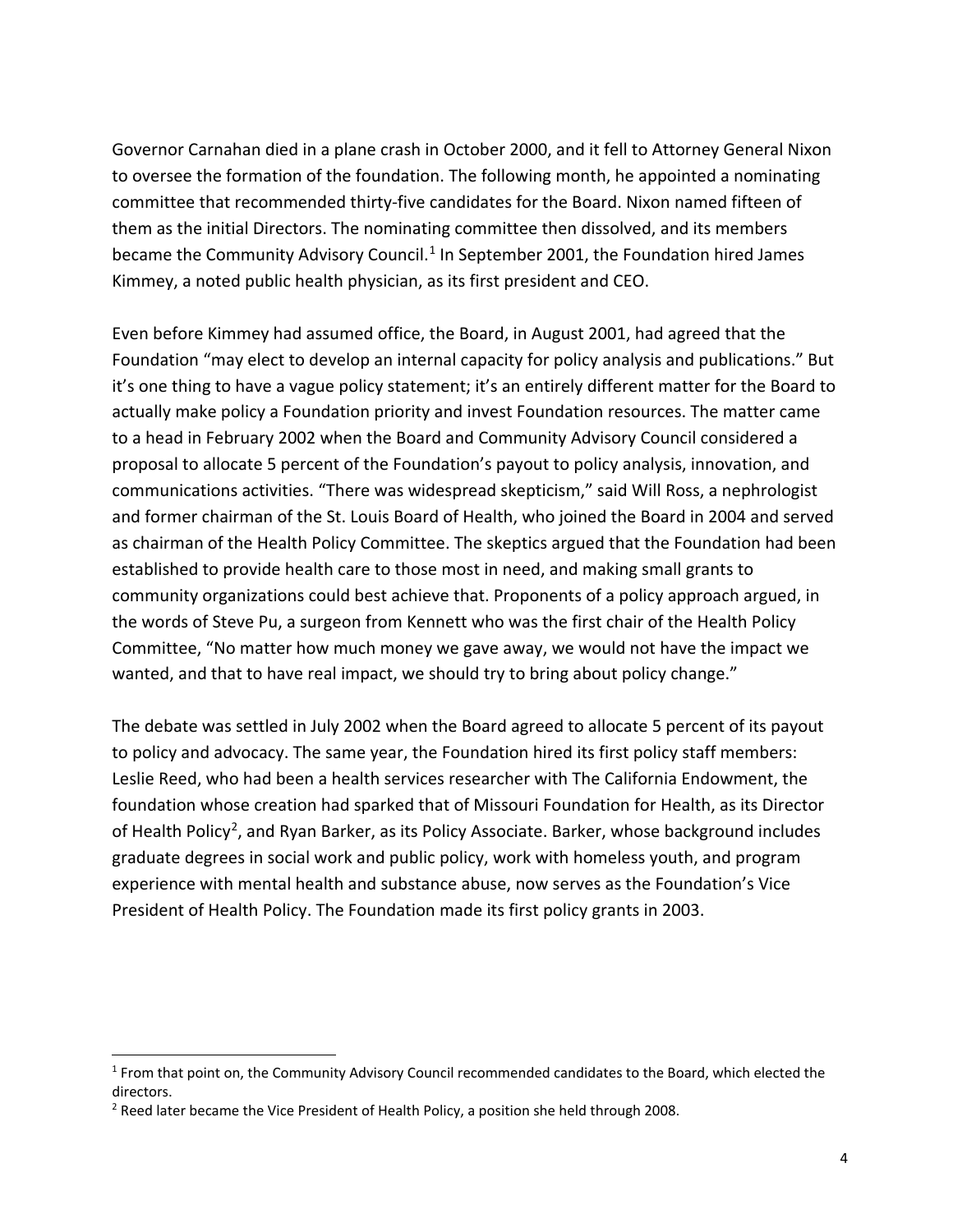Governor Carnahan died in a plane crash in October 2000, and it fell to Attorney General Nixon to oversee the formation of the foundation. The following month, he appointed a nominating committee that recommended thirty-five candidates for the Board. Nixon named fifteen of them as the initial Directors. The nominating committee then dissolved, and its members became the Community Advisory Council.[1] In September 2001, the Foundation hired James Kimmey, a noted public health physician, as its first president and CEO.

Even before Kimmey had assumed office, the Board, in August 2001, had agreed that the Foundation "may elect to develop an internal capacity for policy analysis and publications." But it's one thing to have a vague policy statement; it's an entirely different matter for the Board to actually make policy a Foundation priority and invest Foundation resources. The matter came to a head in February 2002 when the Board and Community Advisory Council considered a proposal to allocate 5 percent of the Foundation's payout to policy analysis, innovation, and communications activities. "There was widespread skepticism," said Will Ross, a nephrologist and former chairman of the St. Louis Board of Health, who joined the Board in 2004 and served as chairman of the Health Policy Committee. The skeptics argued that the Foundation had been established to provide health care to those most in need, and making small grants to community organizations could best achieve that. Proponents of a policy approach argued, in the words of Steve Pu, a surgeon from Kennett who was the first chair of the Health Policy Committee, "No matter how much money we gave away, we would not have the impact we wanted, and that to have real impact, we should try to bring about policy change."

The debate was settled in July 2002 when the Board agreed to allocate 5 percent of its payout to policy and advocacy. The same year, the Foundation hired its first policy staff members: Leslie Reed, who had been a health services researcher with The California Endowment, the foundation whose creation had sparked that of Missouri Foundation for Health, as its Director of Health Policy[2], and Ryan Barker, as its Policy Associate. Barker, whose background includes graduate degrees in social work and public policy, work with homeless youth, and program experience with mental health and substance abuse, now serves as the Foundation's Vice President of Health Policy. The Foundation made its first policy grants in 2003.

---

[1] From that point on, the Community Advisory Council recommended candidates to the Board, which elected the directors.

[2] Reed later became the Vice President of Health Policy, a position she held through 2008.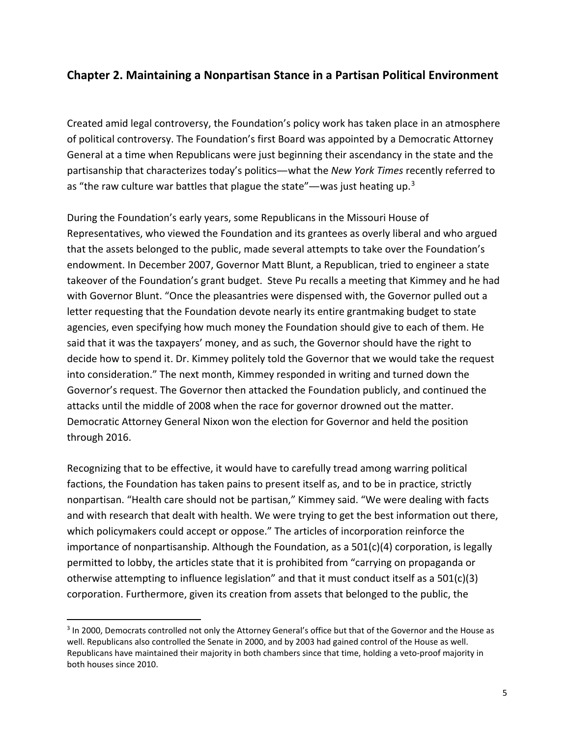## Chapter 2. Maintaining a Nonpartisan Stance in a Partisan Political Environment

Created amid legal controversy, the Foundation's policy work has taken place in an atmosphere of political controversy. The Foundation's first Board was appointed by a Democratic Attorney General at a time when Republicans were just beginning their ascendancy in the state and the partisanship that characterizes today's politics—what the *New York Times* recently referred to as "the raw culture war battles that plague the state"—was just heating up.[3]

During the Foundation's early years, some Republicans in the Missouri House of Representatives, who viewed the Foundation and its grantees as overly liberal and who argued that the assets belonged to the public, made several attempts to take over the Foundation's endowment. In December 2007, Governor Matt Blunt, a Republican, tried to engineer a state takeover of the Foundation's grant budget. Steve Pu recalls a meeting that Kimmey and he had with Governor Blunt. "Once the pleasantries were dispensed with, the Governor pulled out a letter requesting that the Foundation devote nearly its entire grantmaking budget to state agencies, even specifying how much money the Foundation should give to each of them. He said that it was the taxpayers' money, and as such, the Governor should have the right to decide how to spend it. Dr. Kimmey politely told the Governor that we would take the request into consideration." The next month, Kimmey responded in writing and turned down the Governor's request. The Governor then attacked the Foundation publicly, and continued the attacks until the middle of 2008 when the race for governor drowned out the matter. Democratic Attorney General Nixon won the election for Governor and held the position through 2016.

Recognizing that to be effective, it would have to carefully tread among warring political factions, the Foundation has taken pains to present itself as, and to be in practice, strictly nonpartisan. "Health care should not be partisan," Kimmey said. "We were dealing with facts and with research that dealt with health. We were trying to get the best information out there, which policymakers could accept or oppose." The articles of incorporation reinforce the importance of nonpartisanship. Although the Foundation, as a 501(c)(4) corporation, is legally permitted to lobby, the articles state that it is prohibited from "carrying on propaganda or otherwise attempting to influence legislation" and that it must conduct itself as a 501(c)(3) corporation. Furthermore, given its creation from assets that belonged to the public, the

[3] In 2000, Democrats controlled not only the Attorney General's office but that of the Governor and the House as well. Republicans also controlled the Senate in 2000, and by 2003 had gained control of the House as well. Republicans have maintained their majority in both chambers since that time, holding a veto-proof majority in both houses since 2010.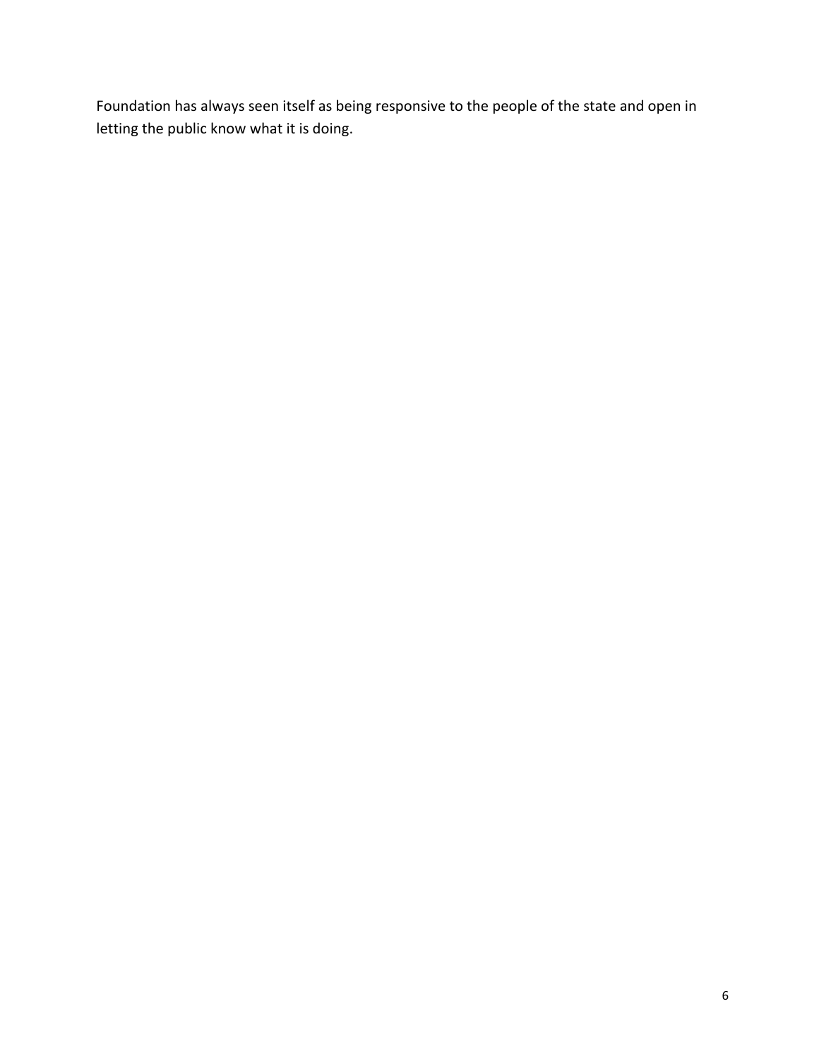Foundation has always seen itself as being responsive to the people of the state and open in letting the public know what it is doing.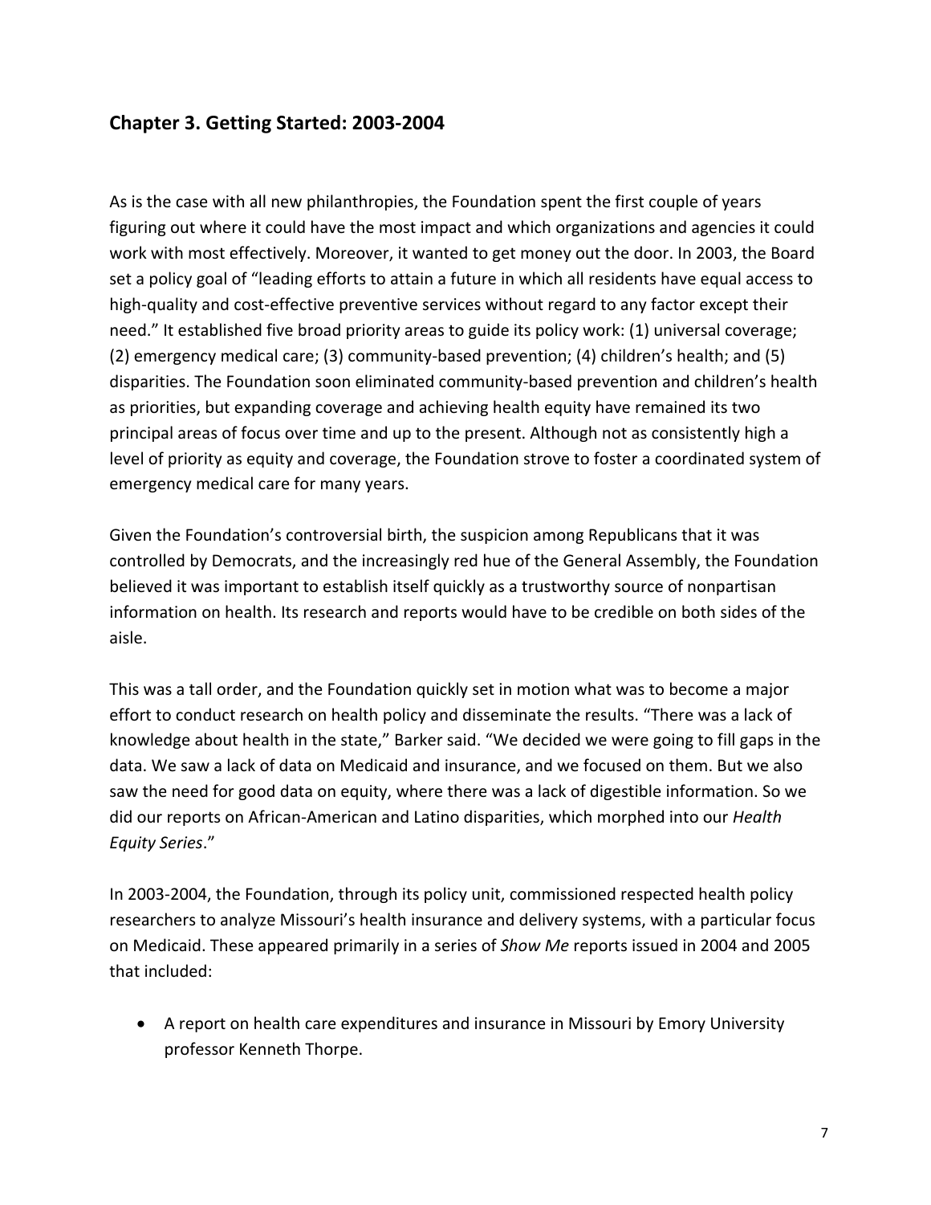## Chapter 3. Getting Started: 2003-2004

As is the case with all new philanthropies, the Foundation spent the first couple of years figuring out where it could have the most impact and which organizations and agencies it could work with most effectively. Moreover, it wanted to get money out the door. In 2003, the Board set a policy goal of "leading efforts to attain a future in which all residents have equal access to high-quality and cost-effective preventive services without regard to any factor except their need." It established five broad priority areas to guide its policy work: (1) universal coverage; (2) emergency medical care; (3) community-based prevention; (4) children's health; and (5) disparities. The Foundation soon eliminated community-based prevention and children's health as priorities, but expanding coverage and achieving health equity have remained its two principal areas of focus over time and up to the present. Although not as consistently high a level of priority as equity and coverage, the Foundation strove to foster a coordinated system of emergency medical care for many years.

Given the Foundation's controversial birth, the suspicion among Republicans that it was controlled by Democrats, and the increasingly red hue of the General Assembly, the Foundation believed it was important to establish itself quickly as a trustworthy source of nonpartisan information on health. Its research and reports would have to be credible on both sides of the aisle.

This was a tall order, and the Foundation quickly set in motion what was to become a major effort to conduct research on health policy and disseminate the results. "There was a lack of knowledge about health in the state," Barker said. "We decided we were going to fill gaps in the data. We saw a lack of data on Medicaid and insurance, and we focused on them. But we also saw the need for good data on equity, where there was a lack of digestible information. So we did our reports on African-American and Latino disparities, which morphed into our *Health Equity Series*."

In 2003-2004, the Foundation, through its policy unit, commissioned respected health policy researchers to analyze Missouri's health insurance and delivery systems, with a particular focus on Medicaid. These appeared primarily in a series of *Show Me* reports issued in 2004 and 2005 that included:

- A report on health care expenditures and insurance in Missouri by Emory University professor Kenneth Thorpe.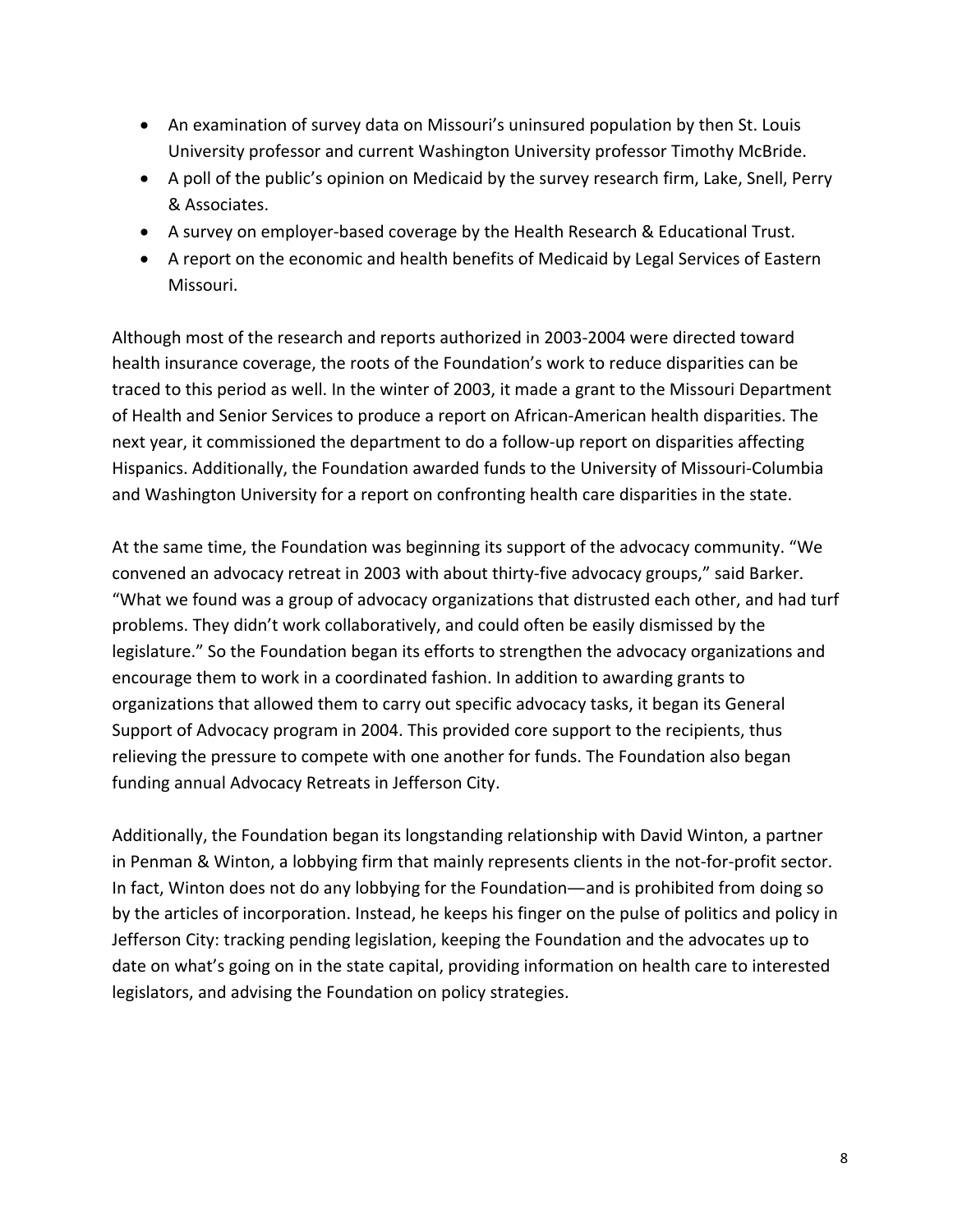- An examination of survey data on Missouri's uninsured population by then St. Louis University professor and current Washington University professor Timothy McBride.
- A poll of the public's opinion on Medicaid by the survey research firm, Lake, Snell, Perry & Associates.
- A survey on employer-based coverage by the Health Research & Educational Trust.
- A report on the economic and health benefits of Medicaid by Legal Services of Eastern Missouri.

Although most of the research and reports authorized in 2003-2004 were directed toward health insurance coverage, the roots of the Foundation's work to reduce disparities can be traced to this period as well. In the winter of 2003, it made a grant to the Missouri Department of Health and Senior Services to produce a report on African-American health disparities. The next year, it commissioned the department to do a follow-up report on disparities affecting Hispanics. Additionally, the Foundation awarded funds to the University of Missouri-Columbia and Washington University for a report on confronting health care disparities in the state.

At the same time, the Foundation was beginning its support of the advocacy community. "We convened an advocacy retreat in 2003 with about thirty-five advocacy groups," said Barker. "What we found was a group of advocacy organizations that distrusted each other, and had turf problems. They didn't work collaboratively, and could often be easily dismissed by the legislature." So the Foundation began its efforts to strengthen the advocacy organizations and encourage them to work in a coordinated fashion. In addition to awarding grants to organizations that allowed them to carry out specific advocacy tasks, it began its General Support of Advocacy program in 2004. This provided core support to the recipients, thus relieving the pressure to compete with one another for funds. The Foundation also began funding annual Advocacy Retreats in Jefferson City.

Additionally, the Foundation began its longstanding relationship with David Winton, a partner in Penman & Winton, a lobbying firm that mainly represents clients in the not-for-profit sector. In fact, Winton does not do any lobbying for the Foundation—and is prohibited from doing so by the articles of incorporation. Instead, he keeps his finger on the pulse of politics and policy in Jefferson City: tracking pending legislation, keeping the Foundation and the advocates up to date on what's going on in the state capital, providing information on health care to interested legislators, and advising the Foundation on policy strategies.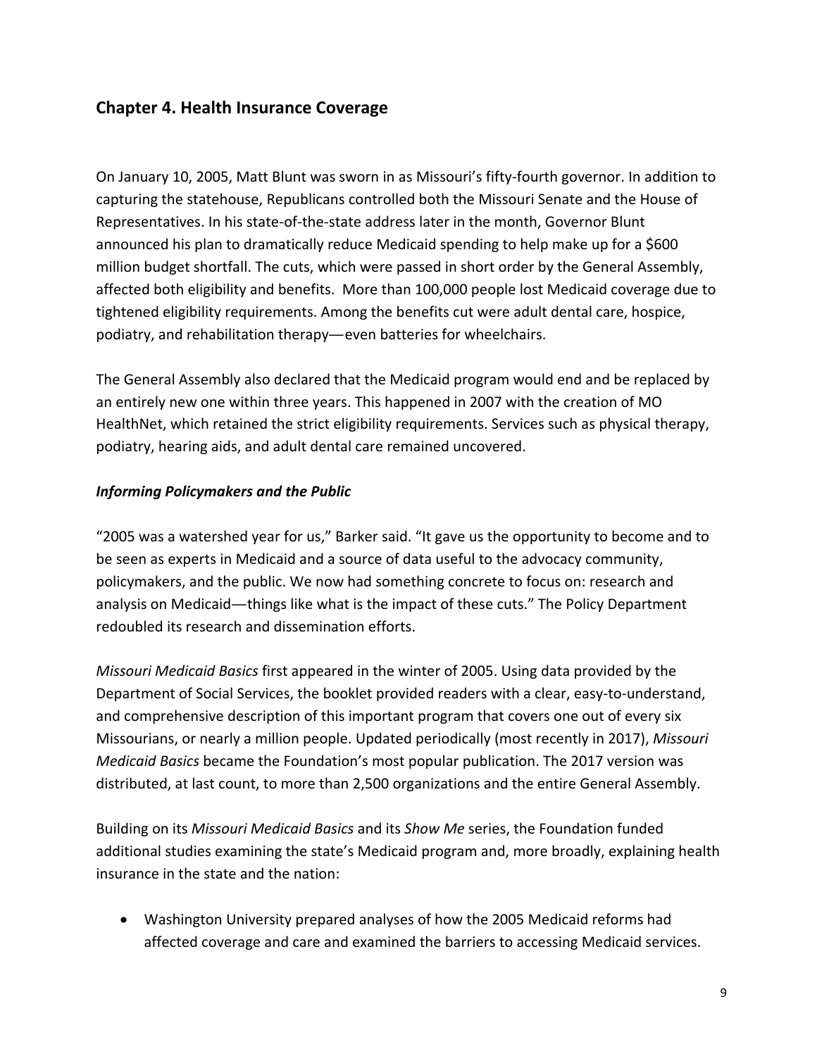## Chapter 4. Health Insurance Coverage

On January 10, 2005, Matt Blunt was sworn in as Missouri's fifty-fourth governor. In addition to capturing the statehouse, Republicans controlled both the Missouri Senate and the House of Representatives. In his state-of-the-state address later in the month, Governor Blunt announced his plan to dramatically reduce Medicaid spending to help make up for a $600 million budget shortfall. The cuts, which were passed in short order by the General Assembly, affected both eligibility and benefits. More than 100,000 people lost Medicaid coverage due to tightened eligibility requirements. Among the benefits cut were adult dental care, hospice, podiatry, and rehabilitation therapy—even batteries for wheelchairs.

The General Assembly also declared that the Medicaid program would end and be replaced by an entirely new one within three years. This happened in 2007 with the creation of MO HealthNet, which retained the strict eligibility requirements. Services such as physical therapy, podiatry, hearing aids, and adult dental care remained uncovered.

### *Informing Policymakers and the Public*

"2005 was a watershed year for us," Barker said. "It gave us the opportunity to become and to be seen as experts in Medicaid and a source of data useful to the advocacy community, policymakers, and the public. We now had something concrete to focus on: research and analysis on Medicaid—things like what is the impact of these cuts." The Policy Department redoubled its research and dissemination efforts.

*Missouri Medicaid Basics* first appeared in the winter of 2005. Using data provided by the Department of Social Services, the booklet provided readers with a clear, easy-to-understand, and comprehensive description of this important program that covers one out of every six Missourians, or nearly a million people. Updated periodically (most recently in 2017), *Missouri Medicaid Basics* became the Foundation's most popular publication. The 2017 version was distributed, at last count, to more than 2,500 organizations and the entire General Assembly.

Building on its *Missouri Medicaid Basics* and its *Show Me* series, the Foundation funded additional studies examining the state's Medicaid program and, more broadly, explaining health insurance in the state and the nation:

- Washington University prepared analyses of how the 2005 Medicaid reforms had affected coverage and care and examined the barriers to accessing Medicaid services.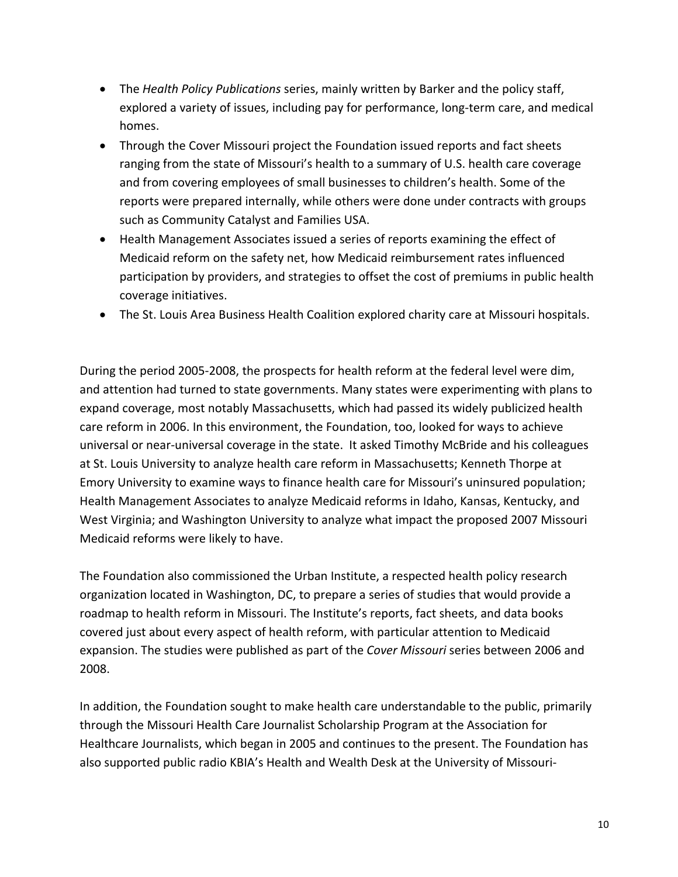- The *Health Policy Publications* series, mainly written by Barker and the policy staff, explored a variety of issues, including pay for performance, long-term care, and medical homes.
- Through the Cover Missouri project the Foundation issued reports and fact sheets ranging from the state of Missouri's health to a summary of U.S. health care coverage and from covering employees of small businesses to children's health. Some of the reports were prepared internally, while others were done under contracts with groups such as Community Catalyst and Families USA.
- Health Management Associates issued a series of reports examining the effect of Medicaid reform on the safety net, how Medicaid reimbursement rates influenced participation by providers, and strategies to offset the cost of premiums in public health coverage initiatives.
- The St. Louis Area Business Health Coalition explored charity care at Missouri hospitals.

During the period 2005-2008, the prospects for health reform at the federal level were dim, and attention had turned to state governments. Many states were experimenting with plans to expand coverage, most notably Massachusetts, which had passed its widely publicized health care reform in 2006. In this environment, the Foundation, too, looked for ways to achieve universal or near-universal coverage in the state. It asked Timothy McBride and his colleagues at St. Louis University to analyze health care reform in Massachusetts; Kenneth Thorpe at Emory University to examine ways to finance health care for Missouri's uninsured population; Health Management Associates to analyze Medicaid reforms in Idaho, Kansas, Kentucky, and West Virginia; and Washington University to analyze what impact the proposed 2007 Missouri Medicaid reforms were likely to have.

The Foundation also commissioned the Urban Institute, a respected health policy research organization located in Washington, DC, to prepare a series of studies that would provide a roadmap to health reform in Missouri. The Institute's reports, fact sheets, and data books covered just about every aspect of health reform, with particular attention to Medicaid expansion. The studies were published as part of the *Cover Missouri* series between 2006 and 2008.

In addition, the Foundation sought to make health care understandable to the public, primarily through the Missouri Health Care Journalist Scholarship Program at the Association for Healthcare Journalists, which began in 2005 and continues to the present. The Foundation has also supported public radio KBIA's Health and Wealth Desk at the University of Missouri-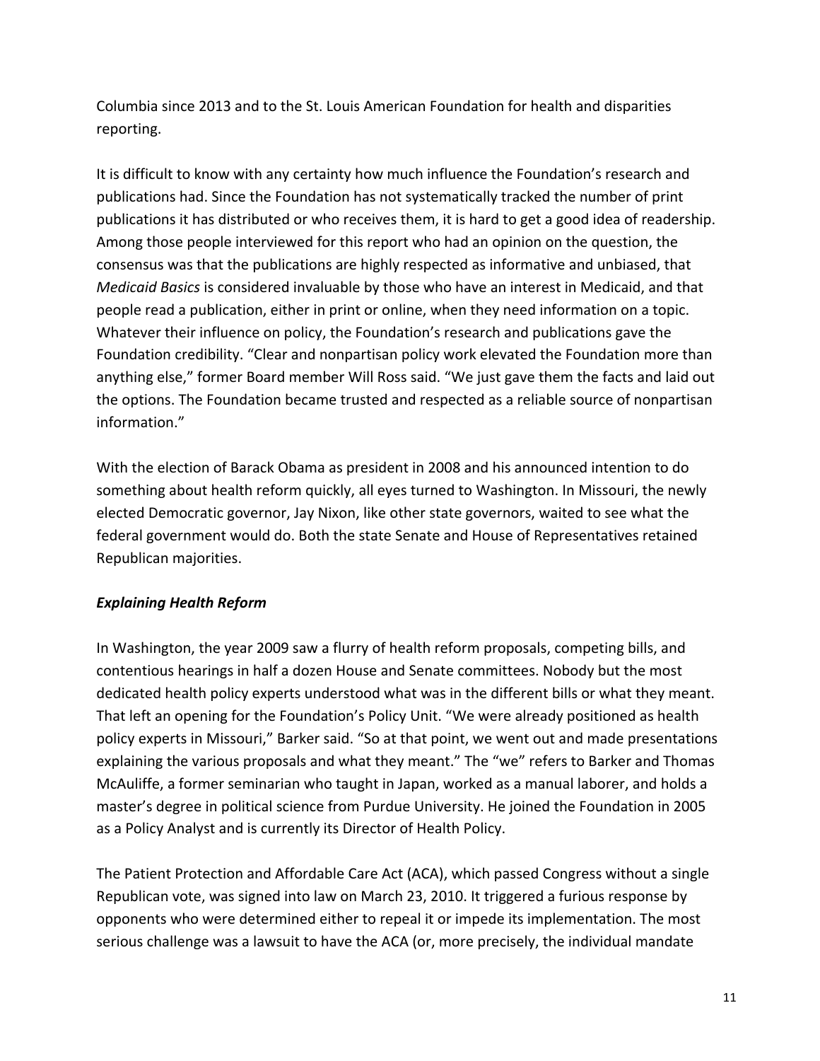Columbia since 2013 and to the St. Louis American Foundation for health and disparities reporting.

It is difficult to know with any certainty how much influence the Foundation's research and publications had. Since the Foundation has not systematically tracked the number of print publications it has distributed or who receives them, it is hard to get a good idea of readership. Among those people interviewed for this report who had an opinion on the question, the consensus was that the publications are highly respected as informative and unbiased, that *Medicaid Basics* is considered invaluable by those who have an interest in Medicaid, and that people read a publication, either in print or online, when they need information on a topic. Whatever their influence on policy, the Foundation's research and publications gave the Foundation credibility. "Clear and nonpartisan policy work elevated the Foundation more than anything else," former Board member Will Ross said. "We just gave them the facts and laid out the options. The Foundation became trusted and respected as a reliable source of nonpartisan information."

With the election of Barack Obama as president in 2008 and his announced intention to do something about health reform quickly, all eyes turned to Washington. In Missouri, the newly elected Democratic governor, Jay Nixon, like other state governors, waited to see what the federal government would do. Both the state Senate and House of Representatives retained Republican majorities.

### *Explaining Health Reform*

In Washington, the year 2009 saw a flurry of health reform proposals, competing bills, and contentious hearings in half a dozen House and Senate committees. Nobody but the most dedicated health policy experts understood what was in the different bills or what they meant. That left an opening for the Foundation's Policy Unit. "We were already positioned as health policy experts in Missouri," Barker said. "So at that point, we went out and made presentations explaining the various proposals and what they meant." The "we" refers to Barker and Thomas McAuliffe, a former seminarian who taught in Japan, worked as a manual laborer, and holds a master's degree in political science from Purdue University. He joined the Foundation in 2005 as a Policy Analyst and is currently its Director of Health Policy.

The Patient Protection and Affordable Care Act (ACA), which passed Congress without a single Republican vote, was signed into law on March 23, 2010. It triggered a furious response by opponents who were determined either to repeal it or impede its implementation. The most serious challenge was a lawsuit to have the ACA (or, more precisely, the individual mandate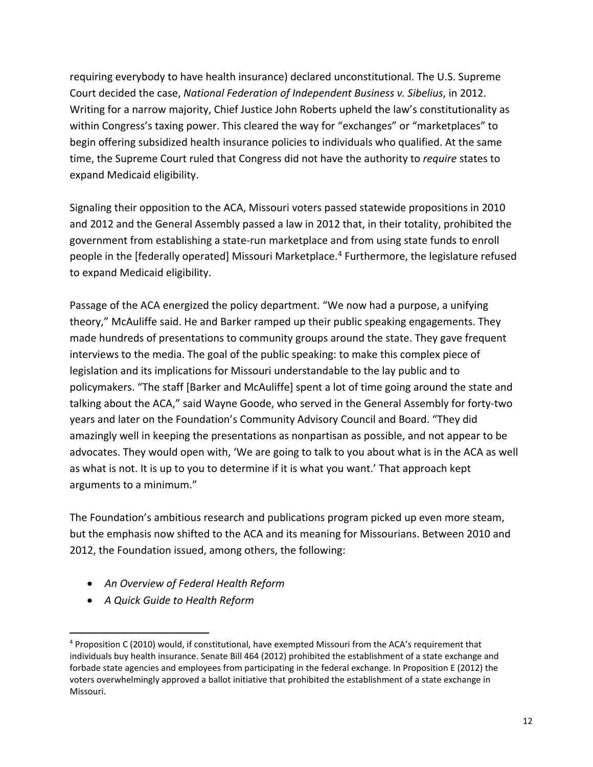requiring everybody to have health insurance) declared unconstitutional. The U.S. Supreme Court decided the case, *National Federation of Independent Business v. Sibelius*, in 2012. Writing for a narrow majority, Chief Justice John Roberts upheld the law's constitutionality as within Congress's taxing power. This cleared the way for "exchanges" or "marketplaces" to begin offering subsidized health insurance policies to individuals who qualified. At the same time, the Supreme Court ruled that Congress did not have the authority to *require* states to expand Medicaid eligibility.

Signaling their opposition to the ACA, Missouri voters passed statewide propositions in 2010 and 2012 and the General Assembly passed a law in 2012 that, in their totality, prohibited the government from establishing a state-run marketplace and from using state funds to enroll people in the [federally operated] Missouri Marketplace.[4] Furthermore, the legislature refused to expand Medicaid eligibility.

Passage of the ACA energized the policy department. "We now had a purpose, a unifying theory," McAuliffe said. He and Barker ramped up their public speaking engagements. They made hundreds of presentations to community groups around the state. They gave frequent interviews to the media. The goal of the public speaking: to make this complex piece of legislation and its implications for Missouri understandable to the lay public and to policymakers. "The staff [Barker and McAuliffe] spent a lot of time going around the state and talking about the ACA," said Wayne Goode, who served in the General Assembly for forty-two years and later on the Foundation's Community Advisory Council and Board. "They did amazingly well in keeping the presentations as nonpartisan as possible, and not appear to be advocates. They would open with, 'We are going to talk to you about what is in the ACA as well as what is not. It is up to you to determine if it is what you want.' That approach kept arguments to a minimum."

The Foundation's ambitious research and publications program picked up even more steam, but the emphasis now shifted to the ACA and its meaning for Missourians. Between 2010 and 2012, the Foundation issued, among others, the following:

- *An Overview of Federal Health Reform*
- *A Quick Guide to Health Reform*

[4] Proposition C (2010) would, if constitutional, have exempted Missouri from the ACA's requirement that individuals buy health insurance. Senate Bill 464 (2012) prohibited the establishment of a state exchange and forbade state agencies and employees from participating in the federal exchange. In Proposition E (2012) the voters overwhelmingly approved a ballot initiative that prohibited the establishment of a state exchange in Missouri.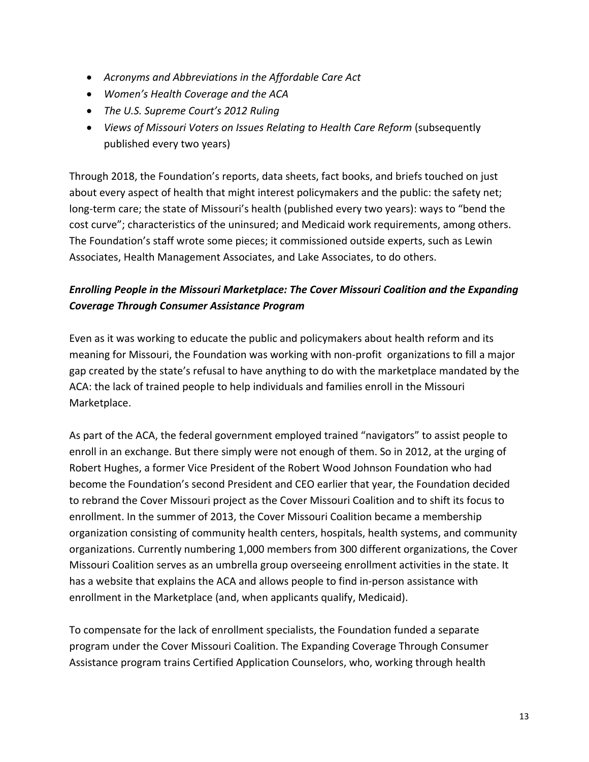- *Acronyms and Abbreviations in the Affordable Care Act*
- *Women's Health Coverage and the ACA*
- *The U.S. Supreme Court's 2012 Ruling*
- *Views of Missouri Voters on Issues Relating to Health Care Reform* (subsequently published every two years)

Through 2018, the Foundation's reports, data sheets, fact books, and briefs touched on just about every aspect of health that might interest policymakers and the public: the safety net; long-term care; the state of Missouri's health (published every two years): ways to "bend the cost curve"; characteristics of the uninsured; and Medicaid work requirements, among others. The Foundation's staff wrote some pieces; it commissioned outside experts, such as Lewin Associates, Health Management Associates, and Lake Associates, to do others.

### *Enrolling People in the Missouri Marketplace: The Cover Missouri Coalition and the Expanding Coverage Through Consumer Assistance Program*

Even as it was working to educate the public and policymakers about health reform and its meaning for Missouri, the Foundation was working with non-profit organizations to fill a major gap created by the state's refusal to have anything to do with the marketplace mandated by the ACA: the lack of trained people to help individuals and families enroll in the Missouri Marketplace.

As part of the ACA, the federal government employed trained "navigators" to assist people to enroll in an exchange. But there simply were not enough of them. So in 2012, at the urging of Robert Hughes, a former Vice President of the Robert Wood Johnson Foundation who had become the Foundation's second President and CEO earlier that year, the Foundation decided to rebrand the Cover Missouri project as the Cover Missouri Coalition and to shift its focus to enrollment. In the summer of 2013, the Cover Missouri Coalition became a membership organization consisting of community health centers, hospitals, health systems, and community organizations. Currently numbering 1,000 members from 300 different organizations, the Cover Missouri Coalition serves as an umbrella group overseeing enrollment activities in the state. It has a website that explains the ACA and allows people to find in-person assistance with enrollment in the Marketplace (and, when applicants qualify, Medicaid).

To compensate for the lack of enrollment specialists, the Foundation funded a separate program under the Cover Missouri Coalition. The Expanding Coverage Through Consumer Assistance program trains Certified Application Counselors, who, working through health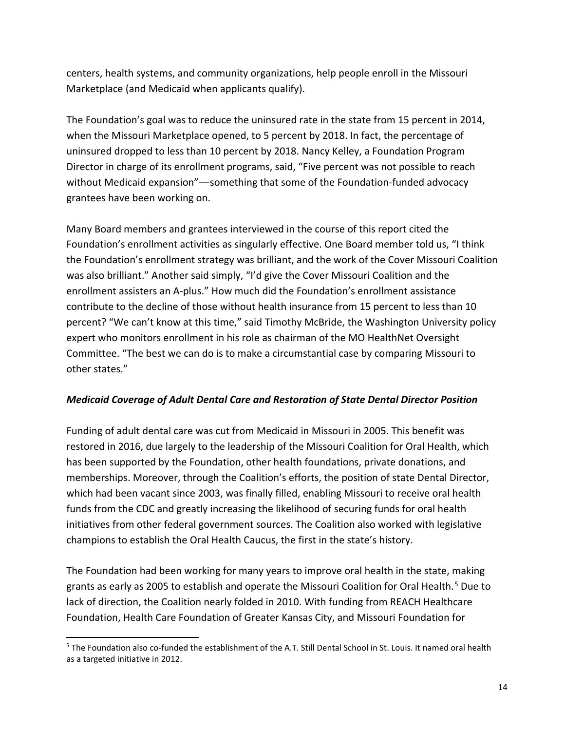centers, health systems, and community organizations, help people enroll in the Missouri Marketplace (and Medicaid when applicants qualify).

The Foundation's goal was to reduce the uninsured rate in the state from 15 percent in 2014, when the Missouri Marketplace opened, to 5 percent by 2018. In fact, the percentage of uninsured dropped to less than 10 percent by 2018. Nancy Kelley, a Foundation Program Director in charge of its enrollment programs, said, "Five percent was not possible to reach without Medicaid expansion"—something that some of the Foundation-funded advocacy grantees have been working on.

Many Board members and grantees interviewed in the course of this report cited the Foundation's enrollment activities as singularly effective. One Board member told us, "I think the Foundation's enrollment strategy was brilliant, and the work of the Cover Missouri Coalition was also brilliant." Another said simply, "I'd give the Cover Missouri Coalition and the enrollment assisters an A-plus." How much did the Foundation's enrollment assistance contribute to the decline of those without health insurance from 15 percent to less than 10 percent? "We can't know at this time," said Timothy McBride, the Washington University policy expert who monitors enrollment in his role as chairman of the MO HealthNet Oversight Committee. "The best we can do is to make a circumstantial case by comparing Missouri to other states."

***Medicaid Coverage of Adult Dental Care and Restoration of State Dental Director Position***

Funding of adult dental care was cut from Medicaid in Missouri in 2005. This benefit was restored in 2016, due largely to the leadership of the Missouri Coalition for Oral Health, which has been supported by the Foundation, other health foundations, private donations, and memberships. Moreover, through the Coalition's efforts, the position of state Dental Director, which had been vacant since 2003, was finally filled, enabling Missouri to receive oral health funds from the CDC and greatly increasing the likelihood of securing funds for oral health initiatives from other federal government sources. The Coalition also worked with legislative champions to establish the Oral Health Caucus, the first in the state's history.

The Foundation had been working for many years to improve oral health in the state, making grants as early as 2005 to establish and operate the Missouri Coalition for Oral Health.[5] Due to lack of direction, the Coalition nearly folded in 2010. With funding from REACH Healthcare Foundation, Health Care Foundation of Greater Kansas City, and Missouri Foundation for

[5] The Foundation also co-funded the establishment of the A.T. Still Dental School in St. Louis. It named oral health as a targeted initiative in 2012.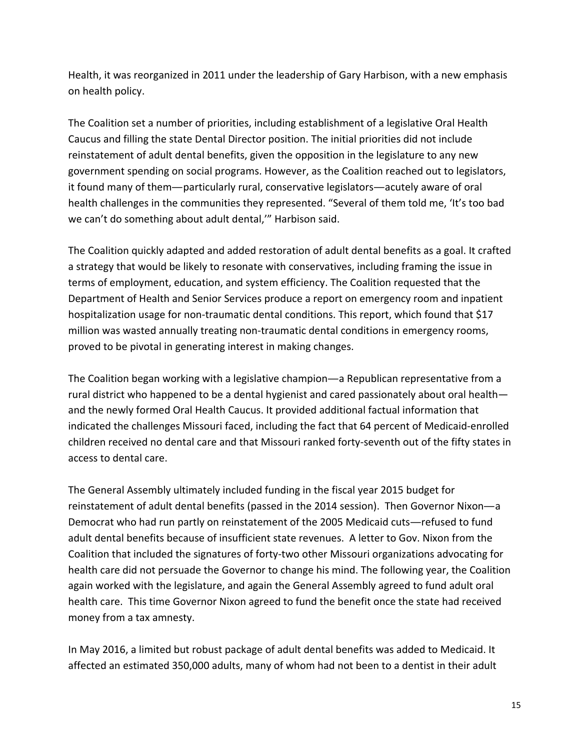Health, it was reorganized in 2011 under the leadership of Gary Harbison, with a new emphasis on health policy.

The Coalition set a number of priorities, including establishment of a legislative Oral Health Caucus and filling the state Dental Director position. The initial priorities did not include reinstatement of adult dental benefits, given the opposition in the legislature to any new government spending on social programs. However, as the Coalition reached out to legislators, it found many of them—particularly rural, conservative legislators—acutely aware of oral health challenges in the communities they represented. "Several of them told me, 'It's too bad we can't do something about adult dental,'" Harbison said.

The Coalition quickly adapted and added restoration of adult dental benefits as a goal. It crafted a strategy that would be likely to resonate with conservatives, including framing the issue in terms of employment, education, and system efficiency. The Coalition requested that the Department of Health and Senior Services produce a report on emergency room and inpatient hospitalization usage for non-traumatic dental conditions. This report, which found that $17 million was wasted annually treating non-traumatic dental conditions in emergency rooms, proved to be pivotal in generating interest in making changes.

The Coalition began working with a legislative champion—a Republican representative from a rural district who happened to be a dental hygienist and cared passionately about oral health—and the newly formed Oral Health Caucus. It provided additional factual information that indicated the challenges Missouri faced, including the fact that 64 percent of Medicaid-enrolled children received no dental care and that Missouri ranked forty-seventh out of the fifty states in access to dental care.

The General Assembly ultimately included funding in the fiscal year 2015 budget for reinstatement of adult dental benefits (passed in the 2014 session). Then Governor Nixon—a Democrat who had run partly on reinstatement of the 2005 Medicaid cuts—refused to fund adult dental benefits because of insufficient state revenues. A letter to Gov. Nixon from the Coalition that included the signatures of forty-two other Missouri organizations advocating for health care did not persuade the Governor to change his mind. The following year, the Coalition again worked with the legislature, and again the General Assembly agreed to fund adult oral health care. This time Governor Nixon agreed to fund the benefit once the state had received money from a tax amnesty.

In May 2016, a limited but robust package of adult dental benefits was added to Medicaid. It affected an estimated 350,000 adults, many of whom had not been to a dentist in their adult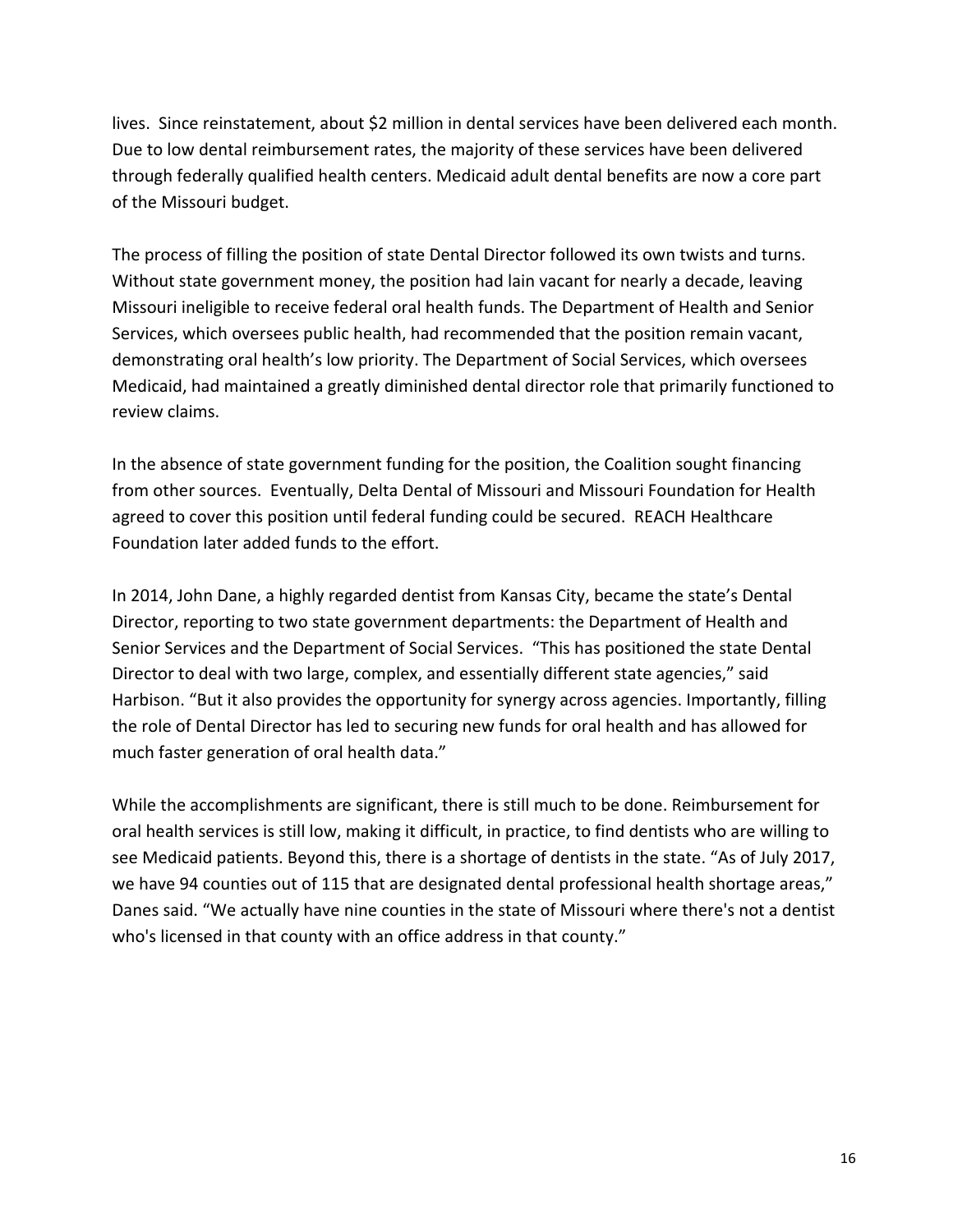lives. Since reinstatement, about $2 million in dental services have been delivered each month. Due to low dental reimbursement rates, the majority of these services have been delivered through federally qualified health centers. Medicaid adult dental benefits are now a core part of the Missouri budget.

The process of filling the position of state Dental Director followed its own twists and turns. Without state government money, the position had lain vacant for nearly a decade, leaving Missouri ineligible to receive federal oral health funds. The Department of Health and Senior Services, which oversees public health, had recommended that the position remain vacant, demonstrating oral health's low priority. The Department of Social Services, which oversees Medicaid, had maintained a greatly diminished dental director role that primarily functioned to review claims.

In the absence of state government funding for the position, the Coalition sought financing from other sources. Eventually, Delta Dental of Missouri and Missouri Foundation for Health agreed to cover this position until federal funding could be secured. REACH Healthcare Foundation later added funds to the effort.

In 2014, John Dane, a highly regarded dentist from Kansas City, became the state's Dental Director, reporting to two state government departments: the Department of Health and Senior Services and the Department of Social Services. "This has positioned the state Dental Director to deal with two large, complex, and essentially different state agencies," said Harbison. "But it also provides the opportunity for synergy across agencies. Importantly, filling the role of Dental Director has led to securing new funds for oral health and has allowed for much faster generation of oral health data."

While the accomplishments are significant, there is still much to be done. Reimbursement for oral health services is still low, making it difficult, in practice, to find dentists who are willing to see Medicaid patients. Beyond this, there is a shortage of dentists in the state. "As of July 2017, we have 94 counties out of 115 that are designated dental professional health shortage areas," Danes said. "We actually have nine counties in the state of Missouri where there's not a dentist who's licensed in that county with an office address in that county."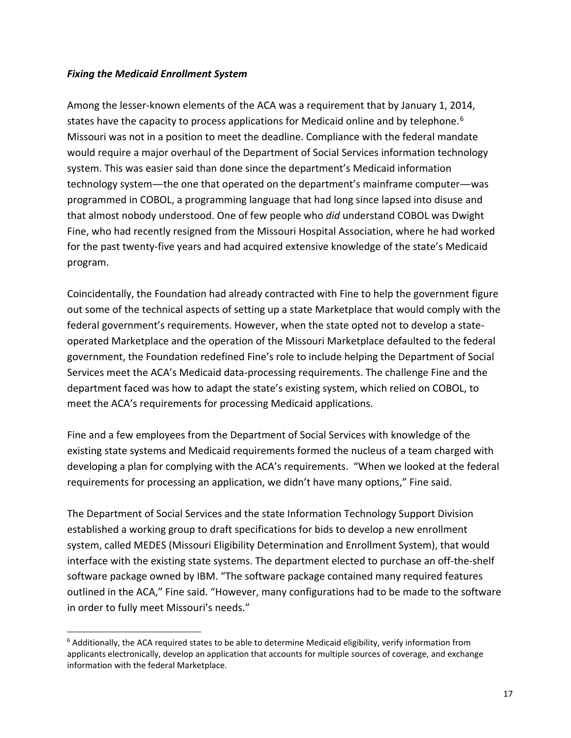***Fixing the Medicaid Enrollment System***

Among the lesser-known elements of the ACA was a requirement that by January 1, 2014, states have the capacity to process applications for Medicaid online and by telephone.[6] Missouri was not in a position to meet the deadline. Compliance with the federal mandate would require a major overhaul of the Department of Social Services information technology system. This was easier said than done since the department's Medicaid information technology system—the one that operated on the department's mainframe computer—was programmed in COBOL, a programming language that had long since lapsed into disuse and that almost nobody understood. One of few people who *did* understand COBOL was Dwight Fine, who had recently resigned from the Missouri Hospital Association, where he had worked for the past twenty-five years and had acquired extensive knowledge of the state's Medicaid program.

Coincidentally, the Foundation had already contracted with Fine to help the government figure out some of the technical aspects of setting up a state Marketplace that would comply with the federal government's requirements. However, when the state opted not to develop a state-operated Marketplace and the operation of the Missouri Marketplace defaulted to the federal government, the Foundation redefined Fine's role to include helping the Department of Social Services meet the ACA's Medicaid data-processing requirements. The challenge Fine and the department faced was how to adapt the state's existing system, which relied on COBOL, to meet the ACA's requirements for processing Medicaid applications.

Fine and a few employees from the Department of Social Services with knowledge of the existing state systems and Medicaid requirements formed the nucleus of a team charged with developing a plan for complying with the ACA's requirements. "When we looked at the federal requirements for processing an application, we didn't have many options," Fine said.

The Department of Social Services and the state Information Technology Support Division established a working group to draft specifications for bids to develop a new enrollment system, called MEDES (Missouri Eligibility Determination and Enrollment System), that would interface with the existing state systems. The department elected to purchase an off-the-shelf software package owned by IBM. "The software package contained many required features outlined in the ACA," Fine said. "However, many configurations had to be made to the software in order to fully meet Missouri's needs."

[6] Additionally, the ACA required states to be able to determine Medicaid eligibility, verify information from applicants electronically, develop an application that accounts for multiple sources of coverage, and exchange information with the federal Marketplace.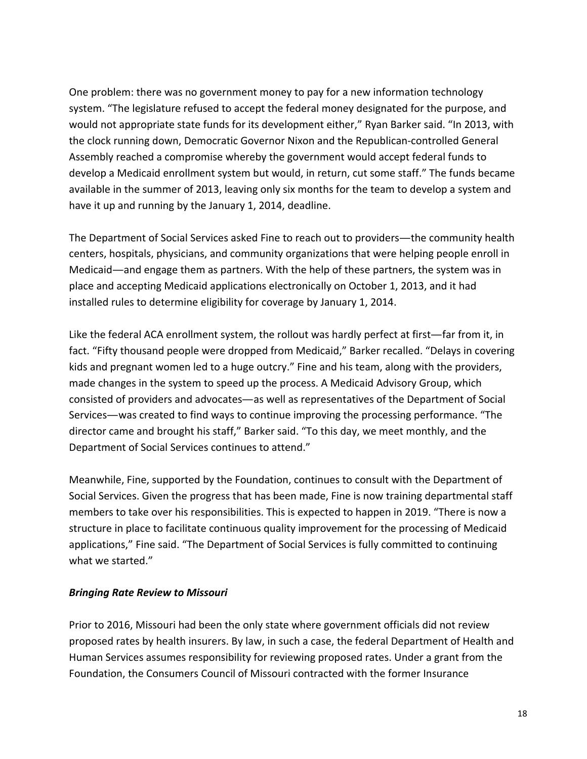One problem: there was no government money to pay for a new information technology system. "The legislature refused to accept the federal money designated for the purpose, and would not appropriate state funds for its development either," Ryan Barker said. "In 2013, with the clock running down, Democratic Governor Nixon and the Republican-controlled General Assembly reached a compromise whereby the government would accept federal funds to develop a Medicaid enrollment system but would, in return, cut some staff." The funds became available in the summer of 2013, leaving only six months for the team to develop a system and have it up and running by the January 1, 2014, deadline.

The Department of Social Services asked Fine to reach out to providers—the community health centers, hospitals, physicians, and community organizations that were helping people enroll in Medicaid—and engage them as partners. With the help of these partners, the system was in place and accepting Medicaid applications electronically on October 1, 2013, and it had installed rules to determine eligibility for coverage by January 1, 2014.

Like the federal ACA enrollment system, the rollout was hardly perfect at first—far from it, in fact. "Fifty thousand people were dropped from Medicaid," Barker recalled. "Delays in covering kids and pregnant women led to a huge outcry." Fine and his team, along with the providers, made changes in the system to speed up the process. A Medicaid Advisory Group, which consisted of providers and advocates—as well as representatives of the Department of Social Services—was created to find ways to continue improving the processing performance. "The director came and brought his staff," Barker said. "To this day, we meet monthly, and the Department of Social Services continues to attend."

Meanwhile, Fine, supported by the Foundation, continues to consult with the Department of Social Services. Given the progress that has been made, Fine is now training departmental staff members to take over his responsibilities. This is expected to happen in 2019. "There is now a structure in place to facilitate continuous quality improvement for the processing of Medicaid applications," Fine said. "The Department of Social Services is fully committed to continuing what we started."

***Bringing Rate Review to Missouri***

Prior to 2016, Missouri had been the only state where government officials did not review proposed rates by health insurers. By law, in such a case, the federal Department of Health and Human Services assumes responsibility for reviewing proposed rates. Under a grant from the Foundation, the Consumers Council of Missouri contracted with the former Insurance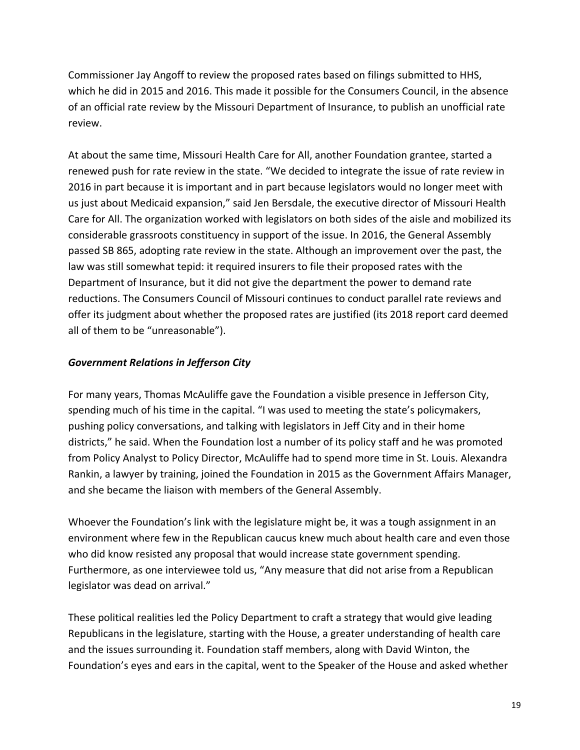Commissioner Jay Angoff to review the proposed rates based on filings submitted to HHS, which he did in 2015 and 2016. This made it possible for the Consumers Council, in the absence of an official rate review by the Missouri Department of Insurance, to publish an unofficial rate review.

At about the same time, Missouri Health Care for All, another Foundation grantee, started a renewed push for rate review in the state. "We decided to integrate the issue of rate review in 2016 in part because it is important and in part because legislators would no longer meet with us just about Medicaid expansion," said Jen Bersdale, the executive director of Missouri Health Care for All. The organization worked with legislators on both sides of the aisle and mobilized its considerable grassroots constituency in support of the issue. In 2016, the General Assembly passed SB 865, adopting rate review in the state. Although an improvement over the past, the law was still somewhat tepid: it required insurers to file their proposed rates with the Department of Insurance, but it did not give the department the power to demand rate reductions. The Consumers Council of Missouri continues to conduct parallel rate reviews and offer its judgment about whether the proposed rates are justified (its 2018 report card deemed all of them to be "unreasonable").

***Government Relations in Jefferson City***

For many years, Thomas McAuliffe gave the Foundation a visible presence in Jefferson City, spending much of his time in the capital. "I was used to meeting the state's policymakers, pushing policy conversations, and talking with legislators in Jeff City and in their home districts," he said. When the Foundation lost a number of its policy staff and he was promoted from Policy Analyst to Policy Director, McAuliffe had to spend more time in St. Louis. Alexandra Rankin, a lawyer by training, joined the Foundation in 2015 as the Government Affairs Manager, and she became the liaison with members of the General Assembly.

Whoever the Foundation's link with the legislature might be, it was a tough assignment in an environment where few in the Republican caucus knew much about health care and even those who did know resisted any proposal that would increase state government spending. Furthermore, as one interviewee told us, "Any measure that did not arise from a Republican legislator was dead on arrival."

These political realities led the Policy Department to craft a strategy that would give leading Republicans in the legislature, starting with the House, a greater understanding of health care and the issues surrounding it. Foundation staff members, along with David Winton, the Foundation's eyes and ears in the capital, went to the Speaker of the House and asked whether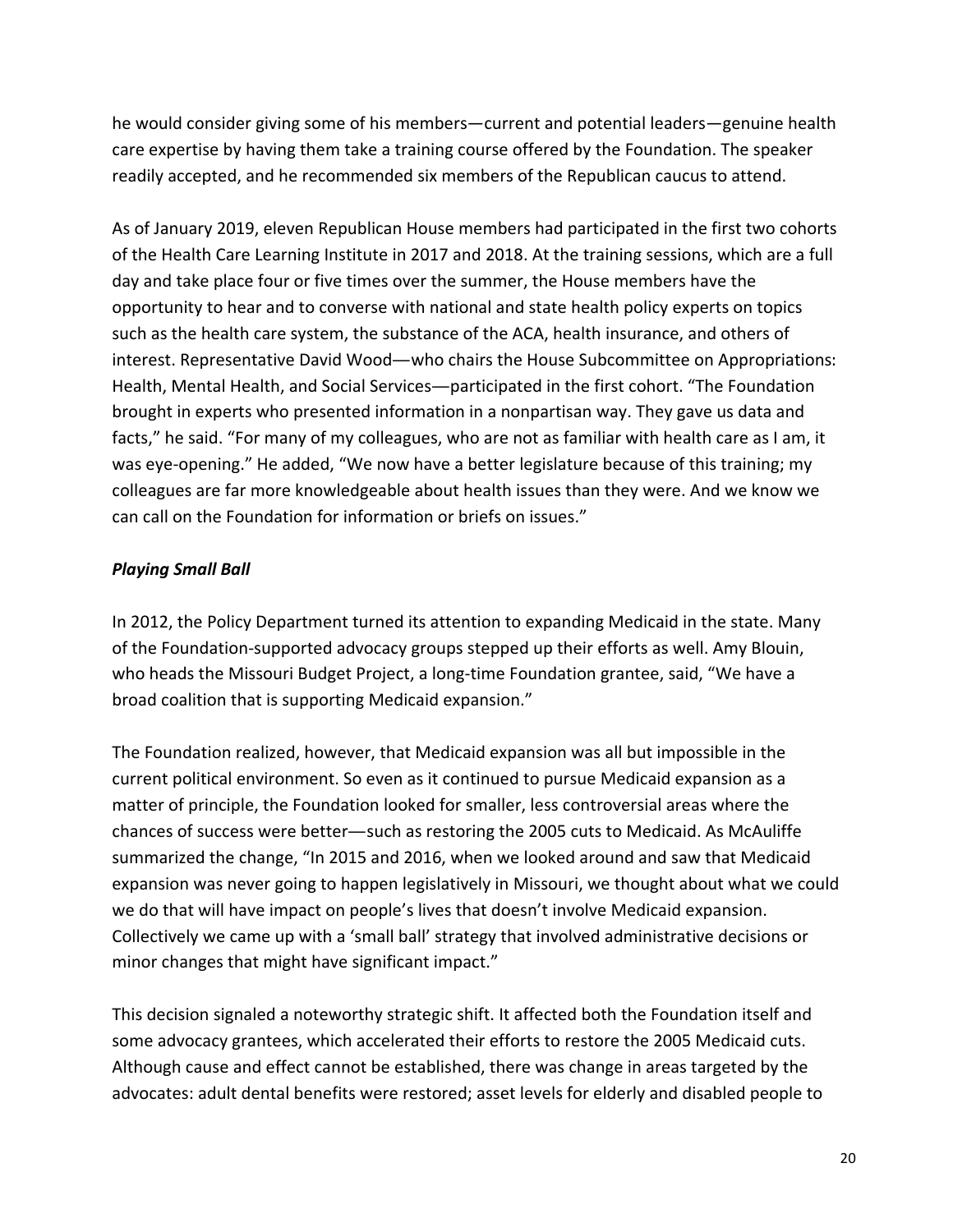he would consider giving some of his members—current and potential leaders—genuine health care expertise by having them take a training course offered by the Foundation. The speaker readily accepted, and he recommended six members of the Republican caucus to attend.

As of January 2019, eleven Republican House members had participated in the first two cohorts of the Health Care Learning Institute in 2017 and 2018. At the training sessions, which are a full day and take place four or five times over the summer, the House members have the opportunity to hear and to converse with national and state health policy experts on topics such as the health care system, the substance of the ACA, health insurance, and others of interest. Representative David Wood—who chairs the House Subcommittee on Appropriations: Health, Mental Health, and Social Services—participated in the first cohort. "The Foundation brought in experts who presented information in a nonpartisan way. They gave us data and facts," he said. "For many of my colleagues, who are not as familiar with health care as I am, it was eye-opening." He added, "We now have a better legislature because of this training; my colleagues are far more knowledgeable about health issues than they were. And we know we can call on the Foundation for information or briefs on issues."

### *Playing Small Ball*

In 2012, the Policy Department turned its attention to expanding Medicaid in the state. Many of the Foundation-supported advocacy groups stepped up their efforts as well. Amy Blouin, who heads the Missouri Budget Project, a long-time Foundation grantee, said, "We have a broad coalition that is supporting Medicaid expansion."

The Foundation realized, however, that Medicaid expansion was all but impossible in the current political environment. So even as it continued to pursue Medicaid expansion as a matter of principle, the Foundation looked for smaller, less controversial areas where the chances of success were better—such as restoring the 2005 cuts to Medicaid. As McAuliffe summarized the change, "In 2015 and 2016, when we looked around and saw that Medicaid expansion was never going to happen legislatively in Missouri, we thought about what we could we do that will have impact on people's lives that doesn't involve Medicaid expansion. Collectively we came up with a 'small ball' strategy that involved administrative decisions or minor changes that might have significant impact."

This decision signaled a noteworthy strategic shift. It affected both the Foundation itself and some advocacy grantees, which accelerated their efforts to restore the 2005 Medicaid cuts. Although cause and effect cannot be established, there was change in areas targeted by the advocates: adult dental benefits were restored; asset levels for elderly and disabled people to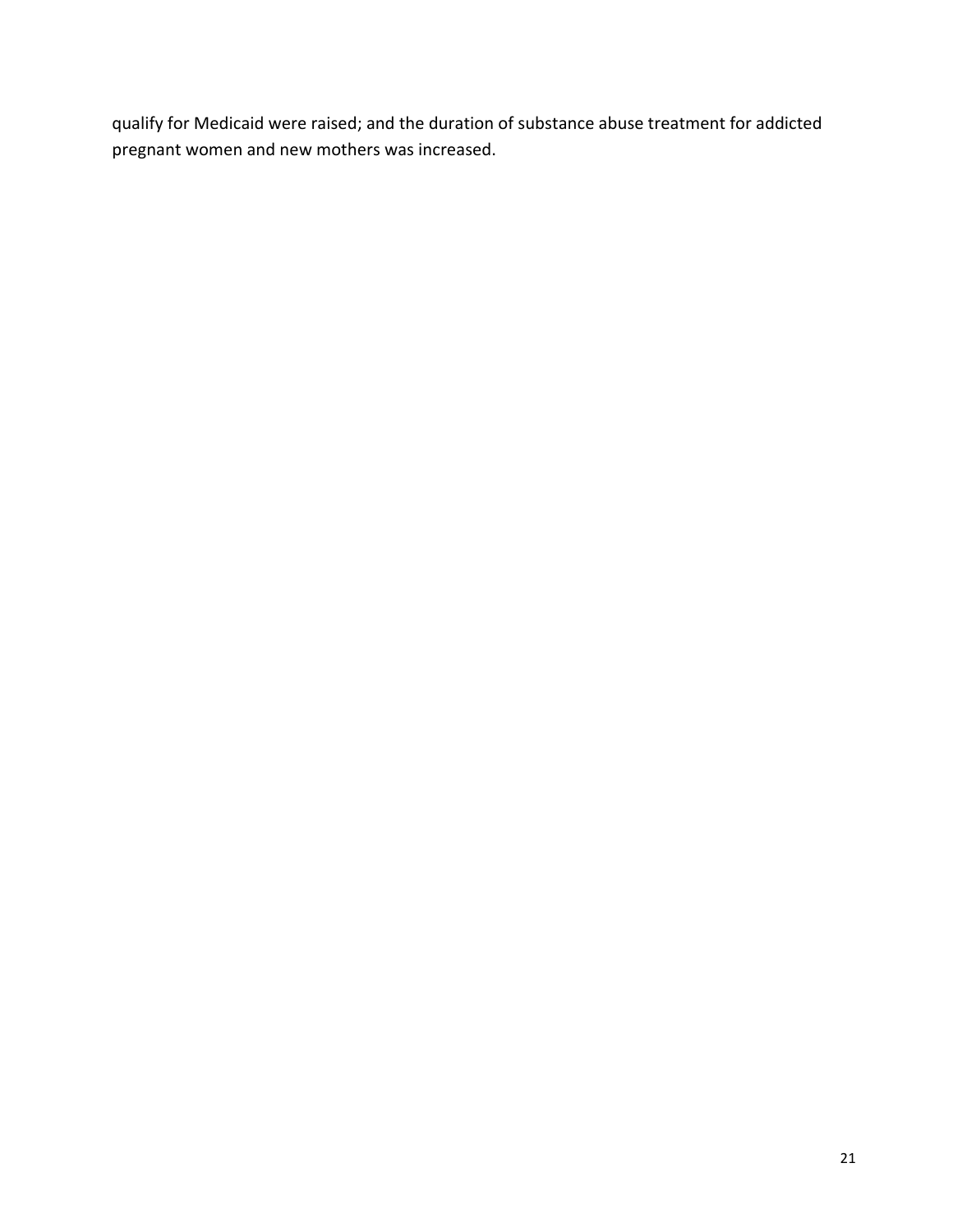qualify for Medicaid were raised; and the duration of substance abuse treatment for addicted pregnant women and new mothers was increased.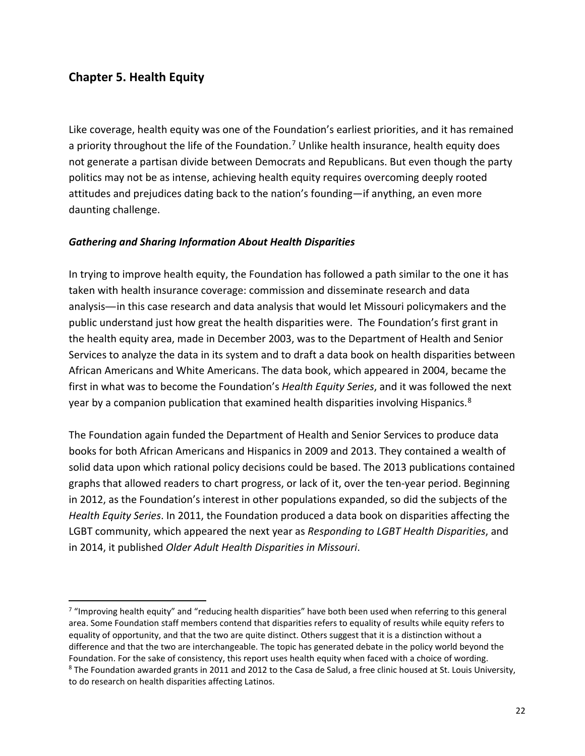## Chapter 5. Health Equity

Like coverage, health equity was one of the Foundation's earliest priorities, and it has remained a priority throughout the life of the Foundation.[7] Unlike health insurance, health equity does not generate a partisan divide between Democrats and Republicans. But even though the party politics may not be as intense, achieving health equity requires overcoming deeply rooted attitudes and prejudices dating back to the nation's founding—if anything, an even more daunting challenge.

### *Gathering and Sharing Information About Health Disparities*

In trying to improve health equity, the Foundation has followed a path similar to the one it has taken with health insurance coverage: commission and disseminate research and data analysis—in this case research and data analysis that would let Missouri policymakers and the public understand just how great the health disparities were. The Foundation's first grant in the health equity area, made in December 2003, was to the Department of Health and Senior Services to analyze the data in its system and to draft a data book on health disparities between African Americans and White Americans. The data book, which appeared in 2004, became the first in what was to become the Foundation's *Health Equity Series*, and it was followed the next year by a companion publication that examined health disparities involving Hispanics.[8]

The Foundation again funded the Department of Health and Senior Services to produce data books for both African Americans and Hispanics in 2009 and 2013. They contained a wealth of solid data upon which rational policy decisions could be based. The 2013 publications contained graphs that allowed readers to chart progress, or lack of it, over the ten-year period. Beginning in 2012, as the Foundation's interest in other populations expanded, so did the subjects of the *Health Equity Series*. In 2011, the Foundation produced a data book on disparities affecting the LGBT community, which appeared the next year as *Responding to LGBT Health Disparities*, and in 2014, it published *Older Adult Health Disparities in Missouri*.

---

[7] "Improving health equity" and "reducing health disparities" have both been used when referring to this general area. Some Foundation staff members contend that disparities refers to equality of results while equity refers to equality of opportunity, and that the two are quite distinct. Others suggest that it is a distinction without a difference and that the two are interchangeable. The topic has generated debate in the policy world beyond the Foundation. For the sake of consistency, this report uses health equity when faced with a choice of wording.

[8] The Foundation awarded grants in 2011 and 2012 to the Casa de Salud, a free clinic housed at St. Louis University, to do research on health disparities affecting Latinos.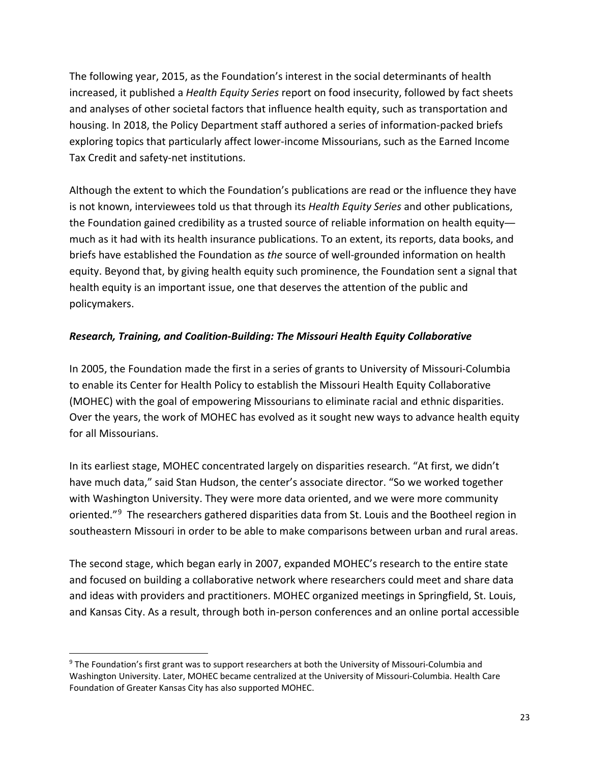The following year, 2015, as the Foundation's interest in the social determinants of health increased, it published a *Health Equity Series* report on food insecurity, followed by fact sheets and analyses of other societal factors that influence health equity, such as transportation and housing. In 2018, the Policy Department staff authored a series of information-packed briefs exploring topics that particularly affect lower-income Missourians, such as the Earned Income Tax Credit and safety-net institutions.

Although the extent to which the Foundation's publications are read or the influence they have is not known, interviewees told us that through its *Health Equity Series* and other publications, the Foundation gained credibility as a trusted source of reliable information on health equity—much as it had with its health insurance publications. To an extent, its reports, data books, and briefs have established the Foundation as *the* source of well-grounded information on health equity. Beyond that, by giving health equity such prominence, the Foundation sent a signal that health equity is an important issue, one that deserves the attention of the public and policymakers.

### ***Research, Training, and Coalition-Building: The Missouri Health Equity Collaborative***

In 2005, the Foundation made the first in a series of grants to University of Missouri-Columbia to enable its Center for Health Policy to establish the Missouri Health Equity Collaborative (MOHEC) with the goal of empowering Missourians to eliminate racial and ethnic disparities. Over the years, the work of MOHEC has evolved as it sought new ways to advance health equity for all Missourians.

In its earliest stage, MOHEC concentrated largely on disparities research. "At first, we didn't have much data," said Stan Hudson, the center's associate director. "So we worked together with Washington University. They were more data oriented, and we were more community oriented."[9] The researchers gathered disparities data from St. Louis and the Bootheel region in southeastern Missouri in order to be able to make comparisons between urban and rural areas.

The second stage, which began early in 2007, expanded MOHEC's research to the entire state and focused on building a collaborative network where researchers could meet and share data and ideas with providers and practitioners. MOHEC organized meetings in Springfield, St. Louis, and Kansas City. As a result, through both in-person conferences and an online portal accessible

---

[9] The Foundation's first grant was to support researchers at both the University of Missouri-Columbia and Washington University. Later, MOHEC became centralized at the University of Missouri-Columbia. Health Care Foundation of Greater Kansas City has also supported MOHEC.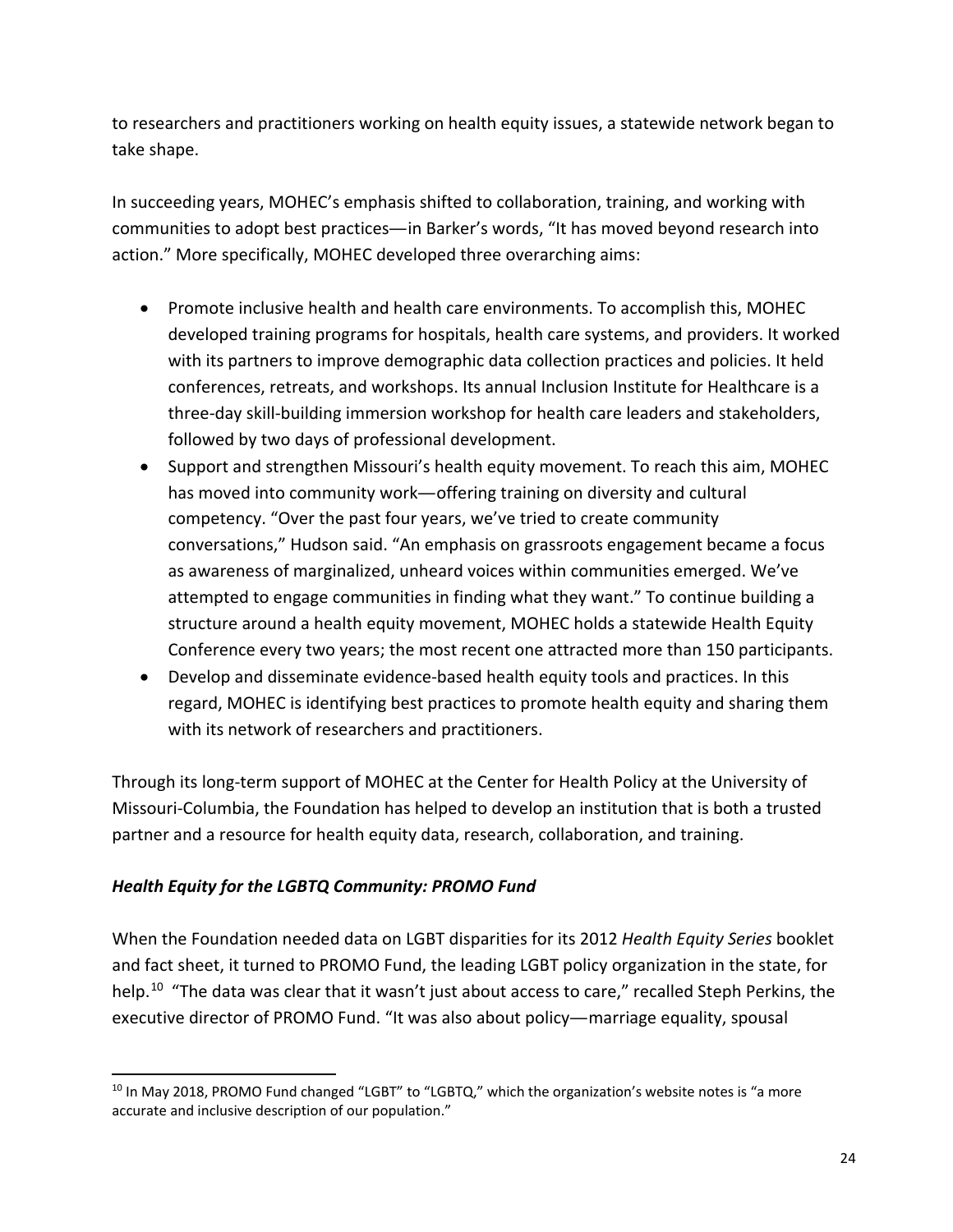to researchers and practitioners working on health equity issues, a statewide network began to take shape.

In succeeding years, MOHEC's emphasis shifted to collaboration, training, and working with communities to adopt best practices—in Barker's words, "It has moved beyond research into action." More specifically, MOHEC developed three overarching aims:

- Promote inclusive health and health care environments. To accomplish this, MOHEC developed training programs for hospitals, health care systems, and providers. It worked with its partners to improve demographic data collection practices and policies. It held conferences, retreats, and workshops. Its annual Inclusion Institute for Healthcare is a three-day skill-building immersion workshop for health care leaders and stakeholders, followed by two days of professional development.
- Support and strengthen Missouri's health equity movement. To reach this aim, MOHEC has moved into community work—offering training on diversity and cultural competency. "Over the past four years, we've tried to create community conversations," Hudson said. "An emphasis on grassroots engagement became a focus as awareness of marginalized, unheard voices within communities emerged. We've attempted to engage communities in finding what they want." To continue building a structure around a health equity movement, MOHEC holds a statewide Health Equity Conference every two years; the most recent one attracted more than 150 participants.
- Develop and disseminate evidence-based health equity tools and practices. In this regard, MOHEC is identifying best practices to promote health equity and sharing them with its network of researchers and practitioners.

Through its long-term support of MOHEC at the Center for Health Policy at the University of Missouri-Columbia, the Foundation has helped to develop an institution that is both a trusted partner and a resource for health equity data, research, collaboration, and training.

### ***Health Equity for the LGBTQ Community: PROMO Fund***

When the Foundation needed data on LGBT disparities for its 2012 *Health Equity Series* booklet and fact sheet, it turned to PROMO Fund, the leading LGBT policy organization in the state, for help.[10] "The data was clear that it wasn't just about access to care," recalled Steph Perkins, the executive director of PROMO Fund. "It was also about policy—marriage equality, spousal

[10] In May 2018, PROMO Fund changed "LGBT" to "LGBTQ," which the organization's website notes is "a more accurate and inclusive description of our population."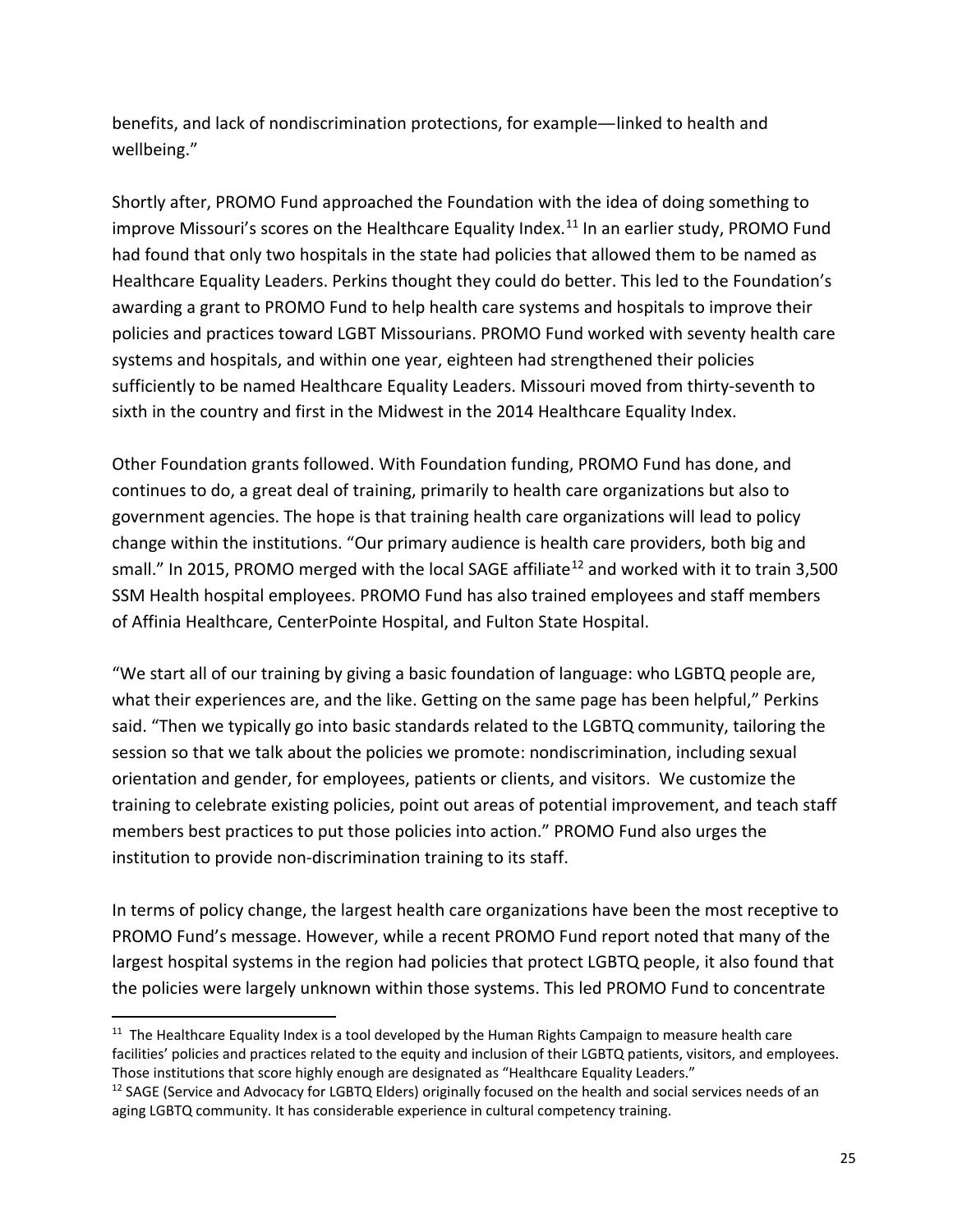benefits, and lack of nondiscrimination protections, for example—linked to health and wellbeing."

Shortly after, PROMO Fund approached the Foundation with the idea of doing something to improve Missouri's scores on the Healthcare Equality Index.[11] In an earlier study, PROMO Fund had found that only two hospitals in the state had policies that allowed them to be named as Healthcare Equality Leaders. Perkins thought they could do better. This led to the Foundation's awarding a grant to PROMO Fund to help health care systems and hospitals to improve their policies and practices toward LGBT Missourians. PROMO Fund worked with seventy health care systems and hospitals, and within one year, eighteen had strengthened their policies sufficiently to be named Healthcare Equality Leaders. Missouri moved from thirty-seventh to sixth in the country and first in the Midwest in the 2014 Healthcare Equality Index.

Other Foundation grants followed. With Foundation funding, PROMO Fund has done, and continues to do, a great deal of training, primarily to health care organizations but also to government agencies. The hope is that training health care organizations will lead to policy change within the institutions. "Our primary audience is health care providers, both big and small." In 2015, PROMO merged with the local SAGE affiliate[12] and worked with it to train 3,500 SSM Health hospital employees. PROMO Fund has also trained employees and staff members of Affinia Healthcare, CenterPointe Hospital, and Fulton State Hospital.

"We start all of our training by giving a basic foundation of language: who LGBTQ people are, what their experiences are, and the like. Getting on the same page has been helpful," Perkins said. "Then we typically go into basic standards related to the LGBTQ community, tailoring the session so that we talk about the policies we promote: nondiscrimination, including sexual orientation and gender, for employees, patients or clients, and visitors. We customize the training to celebrate existing policies, point out areas of potential improvement, and teach staff members best practices to put those policies into action." PROMO Fund also urges the institution to provide non-discrimination training to its staff.

In terms of policy change, the largest health care organizations have been the most receptive to PROMO Fund's message. However, while a recent PROMO Fund report noted that many of the largest hospital systems in the region had policies that protect LGBTQ people, it also found that the policies were largely unknown within those systems. This led PROMO Fund to concentrate

---

[11] The Healthcare Equality Index is a tool developed by the Human Rights Campaign to measure health care facilities' policies and practices related to the equity and inclusion of their LGBTQ patients, visitors, and employees. Those institutions that score highly enough are designated as "Healthcare Equality Leaders."

[12] SAGE (Service and Advocacy for LGBTQ Elders) originally focused on the health and social services needs of an aging LGBTQ community. It has considerable experience in cultural competency training.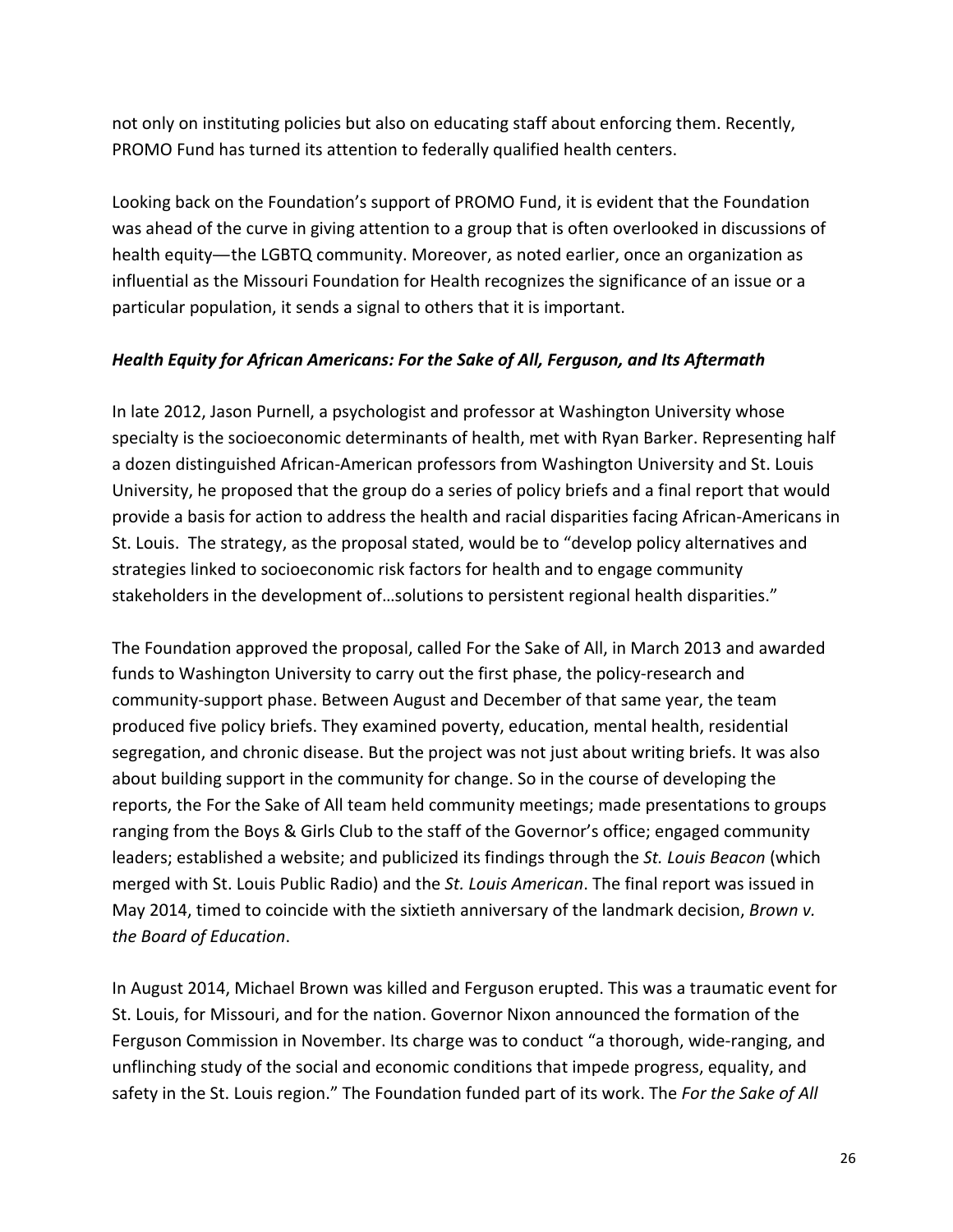not only on instituting policies but also on educating staff about enforcing them. Recently, PROMO Fund has turned its attention to federally qualified health centers.

Looking back on the Foundation's support of PROMO Fund, it is evident that the Foundation was ahead of the curve in giving attention to a group that is often overlooked in discussions of health equity—the LGBTQ community. Moreover, as noted earlier, once an organization as influential as the Missouri Foundation for Health recognizes the significance of an issue or a particular population, it sends a signal to others that it is important.

### *Health Equity for African Americans: For the Sake of All, Ferguson, and Its Aftermath*

In late 2012, Jason Purnell, a psychologist and professor at Washington University whose specialty is the socioeconomic determinants of health, met with Ryan Barker. Representing half a dozen distinguished African-American professors from Washington University and St. Louis University, he proposed that the group do a series of policy briefs and a final report that would provide a basis for action to address the health and racial disparities facing African-Americans in St. Louis. The strategy, as the proposal stated, would be to "develop policy alternatives and strategies linked to socioeconomic risk factors for health and to engage community stakeholders in the development of…solutions to persistent regional health disparities."

The Foundation approved the proposal, called For the Sake of All, in March 2013 and awarded funds to Washington University to carry out the first phase, the policy-research and community-support phase. Between August and December of that same year, the team produced five policy briefs. They examined poverty, education, mental health, residential segregation, and chronic disease. But the project was not just about writing briefs. It was also about building support in the community for change. So in the course of developing the reports, the For the Sake of All team held community meetings; made presentations to groups ranging from the Boys & Girls Club to the staff of the Governor's office; engaged community leaders; established a website; and publicized its findings through the *St. Louis Beacon* (which merged with St. Louis Public Radio) and the *St. Louis American*. The final report was issued in May 2014, timed to coincide with the sixtieth anniversary of the landmark decision, *Brown v. the Board of Education*.

In August 2014, Michael Brown was killed and Ferguson erupted. This was a traumatic event for St. Louis, for Missouri, and for the nation. Governor Nixon announced the formation of the Ferguson Commission in November. Its charge was to conduct "a thorough, wide-ranging, and unflinching study of the social and economic conditions that impede progress, equality, and safety in the St. Louis region." The Foundation funded part of its work. The *For the Sake of All*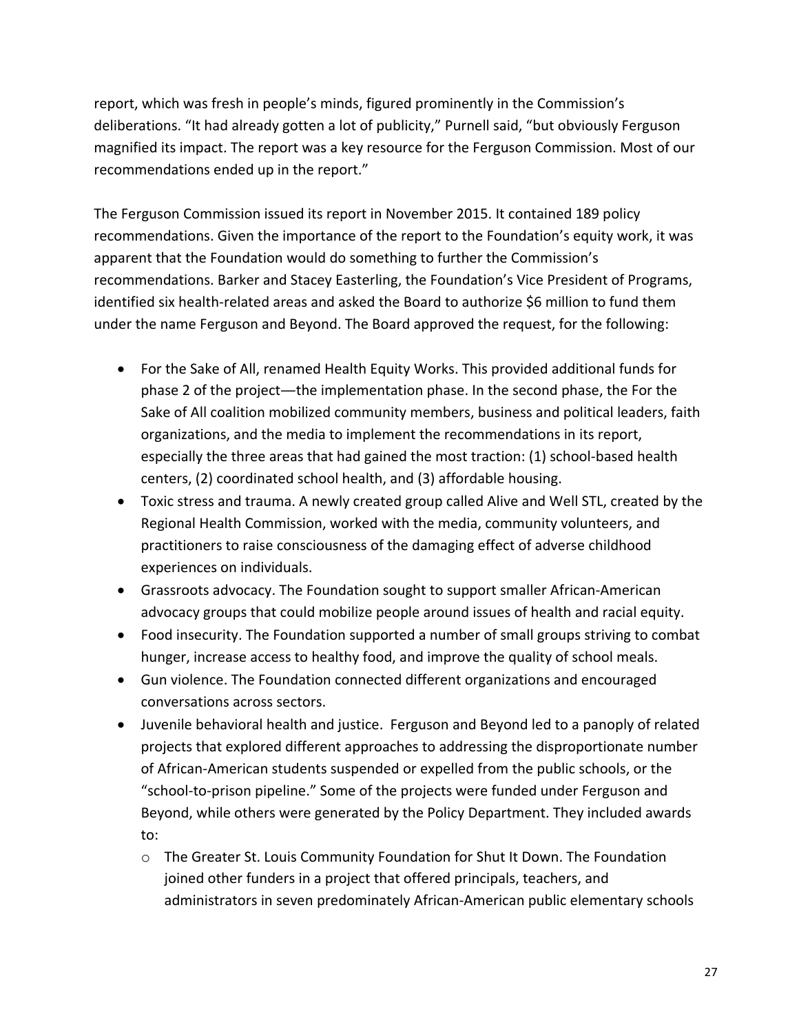report, which was fresh in people's minds, figured prominently in the Commission's deliberations. "It had already gotten a lot of publicity," Purnell said, "but obviously Ferguson magnified its impact. The report was a key resource for the Ferguson Commission. Most of our recommendations ended up in the report."

The Ferguson Commission issued its report in November 2015. It contained 189 policy recommendations. Given the importance of the report to the Foundation's equity work, it was apparent that the Foundation would do something to further the Commission's recommendations. Barker and Stacey Easterling, the Foundation's Vice President of Programs, identified six health-related areas and asked the Board to authorize $6 million to fund them under the name Ferguson and Beyond. The Board approved the request, for the following:

- For the Sake of All, renamed Health Equity Works. This provided additional funds for phase 2 of the project—the implementation phase. In the second phase, the For the Sake of All coalition mobilized community members, business and political leaders, faith organizations, and the media to implement the recommendations in its report, especially the three areas that had gained the most traction: (1) school-based health centers, (2) coordinated school health, and (3) affordable housing.
- Toxic stress and trauma. A newly created group called Alive and Well STL, created by the Regional Health Commission, worked with the media, community volunteers, and practitioners to raise consciousness of the damaging effect of adverse childhood experiences on individuals.
- Grassroots advocacy. The Foundation sought to support smaller African-American advocacy groups that could mobilize people around issues of health and racial equity.
- Food insecurity. The Foundation supported a number of small groups striving to combat hunger, increase access to healthy food, and improve the quality of school meals.
- Gun violence. The Foundation connected different organizations and encouraged conversations across sectors.
- Juvenile behavioral health and justice. Ferguson and Beyond led to a panoply of related projects that explored different approaches to addressing the disproportionate number of African-American students suspended or expelled from the public schools, or the "school-to-prison pipeline." Some of the projects were funded under Ferguson and Beyond, while others were generated by the Policy Department. They included awards to:
  - The Greater St. Louis Community Foundation for Shut It Down. The Foundation joined other funders in a project that offered principals, teachers, and administrators in seven predominately African-American public elementary schools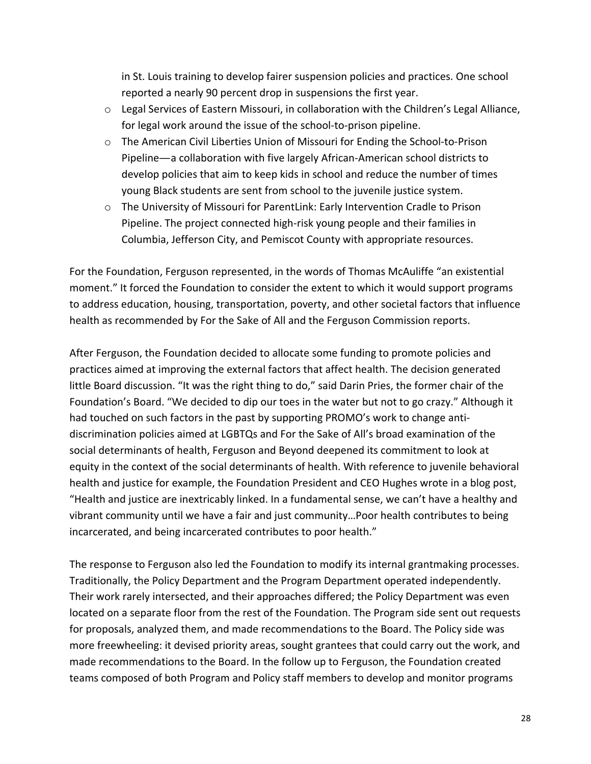in St. Louis training to develop fairer suspension policies and practices. One school reported a nearly 90 percent drop in suspensions the first year.

- Legal Services of Eastern Missouri, in collaboration with the Children's Legal Alliance, for legal work around the issue of the school-to-prison pipeline.
- The American Civil Liberties Union of Missouri for Ending the School-to-Prison Pipeline—a collaboration with five largely African-American school districts to develop policies that aim to keep kids in school and reduce the number of times young Black students are sent from school to the juvenile justice system.
- The University of Missouri for ParentLink: Early Intervention Cradle to Prison Pipeline. The project connected high-risk young people and their families in Columbia, Jefferson City, and Pemiscot County with appropriate resources.

For the Foundation, Ferguson represented, in the words of Thomas McAuliffe "an existential moment." It forced the Foundation to consider the extent to which it would support programs to address education, housing, transportation, poverty, and other societal factors that influence health as recommended by For the Sake of All and the Ferguson Commission reports.

After Ferguson, the Foundation decided to allocate some funding to promote policies and practices aimed at improving the external factors that affect health. The decision generated little Board discussion. "It was the right thing to do," said Darin Pries, the former chair of the Foundation's Board. "We decided to dip our toes in the water but not to go crazy." Although it had touched on such factors in the past by supporting PROMO's work to change anti-discrimination policies aimed at LGBTQs and For the Sake of All's broad examination of the social determinants of health, Ferguson and Beyond deepened its commitment to look at equity in the context of the social determinants of health. With reference to juvenile behavioral health and justice for example, the Foundation President and CEO Hughes wrote in a blog post, "Health and justice are inextricably linked. In a fundamental sense, we can't have a healthy and vibrant community until we have a fair and just community…Poor health contributes to being incarcerated, and being incarcerated contributes to poor health."

The response to Ferguson also led the Foundation to modify its internal grantmaking processes. Traditionally, the Policy Department and the Program Department operated independently. Their work rarely intersected, and their approaches differed; the Policy Department was even located on a separate floor from the rest of the Foundation. The Program side sent out requests for proposals, analyzed them, and made recommendations to the Board. The Policy side was more freewheeling: it devised priority areas, sought grantees that could carry out the work, and made recommendations to the Board. In the follow up to Ferguson, the Foundation created teams composed of both Program and Policy staff members to develop and monitor programs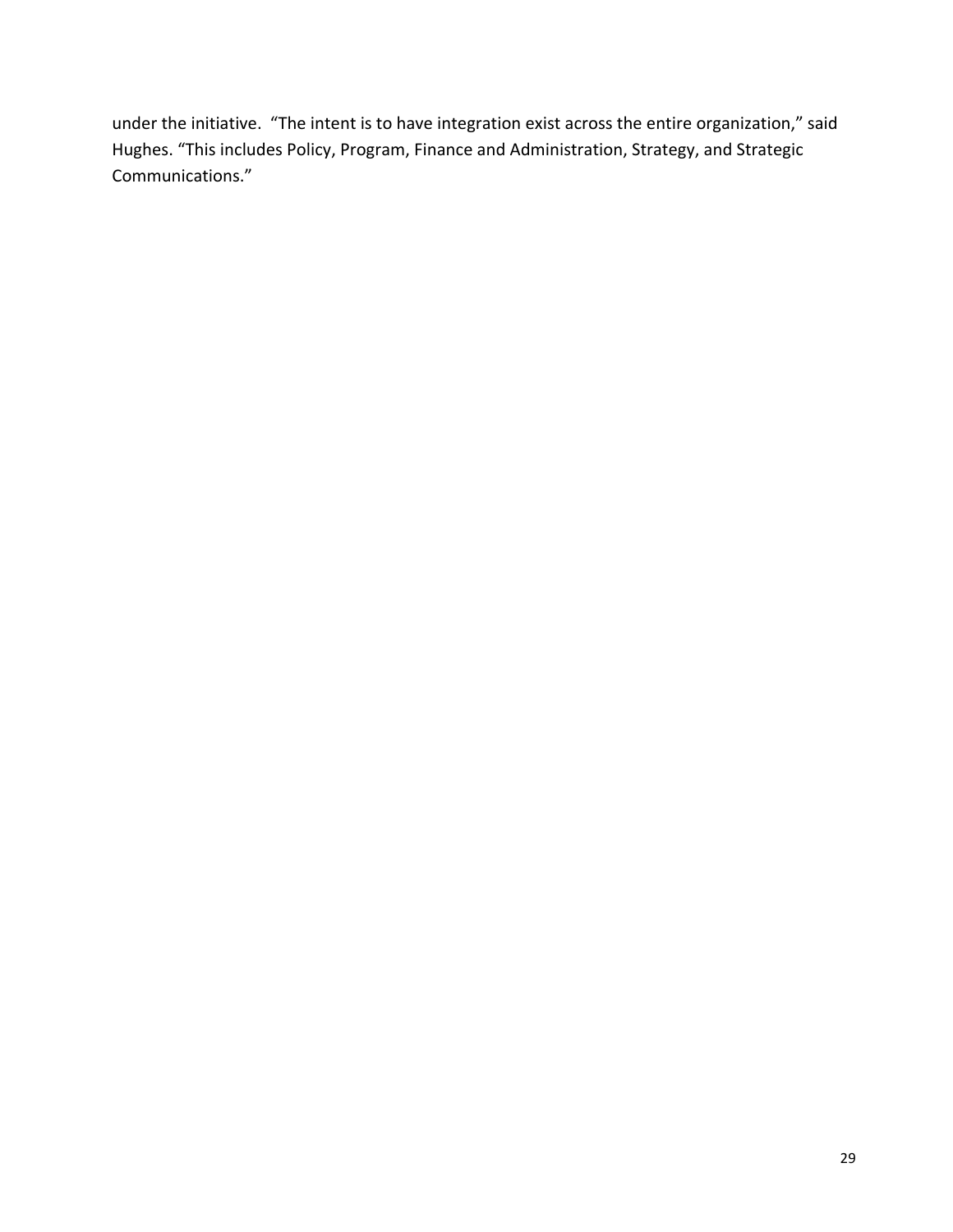under the initiative.  "The intent is to have integration exist across the entire organization," said Hughes. "This includes Policy, Program, Finance and Administration, Strategy, and Strategic Communications."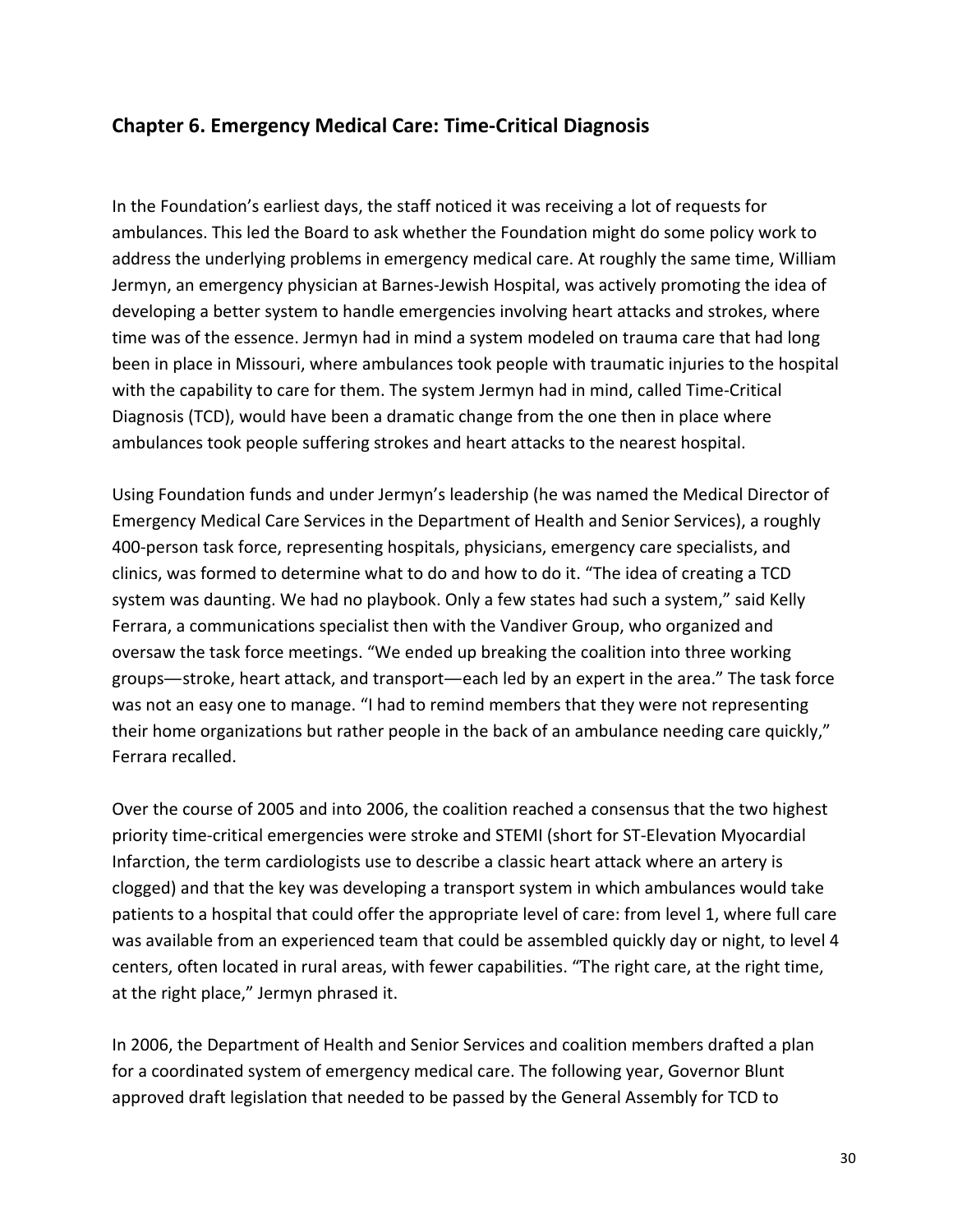## Chapter 6. Emergency Medical Care: Time-Critical Diagnosis

In the Foundation's earliest days, the staff noticed it was receiving a lot of requests for ambulances. This led the Board to ask whether the Foundation might do some policy work to address the underlying problems in emergency medical care. At roughly the same time, William Jermyn, an emergency physician at Barnes-Jewish Hospital, was actively promoting the idea of developing a better system to handle emergencies involving heart attacks and strokes, where time was of the essence. Jermyn had in mind a system modeled on trauma care that had long been in place in Missouri, where ambulances took people with traumatic injuries to the hospital with the capability to care for them. The system Jermyn had in mind, called Time-Critical Diagnosis (TCD), would have been a dramatic change from the one then in place where ambulances took people suffering strokes and heart attacks to the nearest hospital.

Using Foundation funds and under Jermyn's leadership (he was named the Medical Director of Emergency Medical Care Services in the Department of Health and Senior Services), a roughly 400-person task force, representing hospitals, physicians, emergency care specialists, and clinics, was formed to determine what to do and how to do it. "The idea of creating a TCD system was daunting. We had no playbook. Only a few states had such a system," said Kelly Ferrara, a communications specialist then with the Vandiver Group, who organized and oversaw the task force meetings. "We ended up breaking the coalition into three working groups—stroke, heart attack, and transport—each led by an expert in the area." The task force was not an easy one to manage. "I had to remind members that they were not representing their home organizations but rather people in the back of an ambulance needing care quickly," Ferrara recalled.

Over the course of 2005 and into 2006, the coalition reached a consensus that the two highest priority time-critical emergencies were stroke and STEMI (short for ST-Elevation Myocardial Infarction, the term cardiologists use to describe a classic heart attack where an artery is clogged) and that the key was developing a transport system in which ambulances would take patients to a hospital that could offer the appropriate level of care: from level 1, where full care was available from an experienced team that could be assembled quickly day or night, to level 4 centers, often located in rural areas, with fewer capabilities. "The right care, at the right time, at the right place," Jermyn phrased it.

In 2006, the Department of Health and Senior Services and coalition members drafted a plan for a coordinated system of emergency medical care. The following year, Governor Blunt approved draft legislation that needed to be passed by the General Assembly for TCD to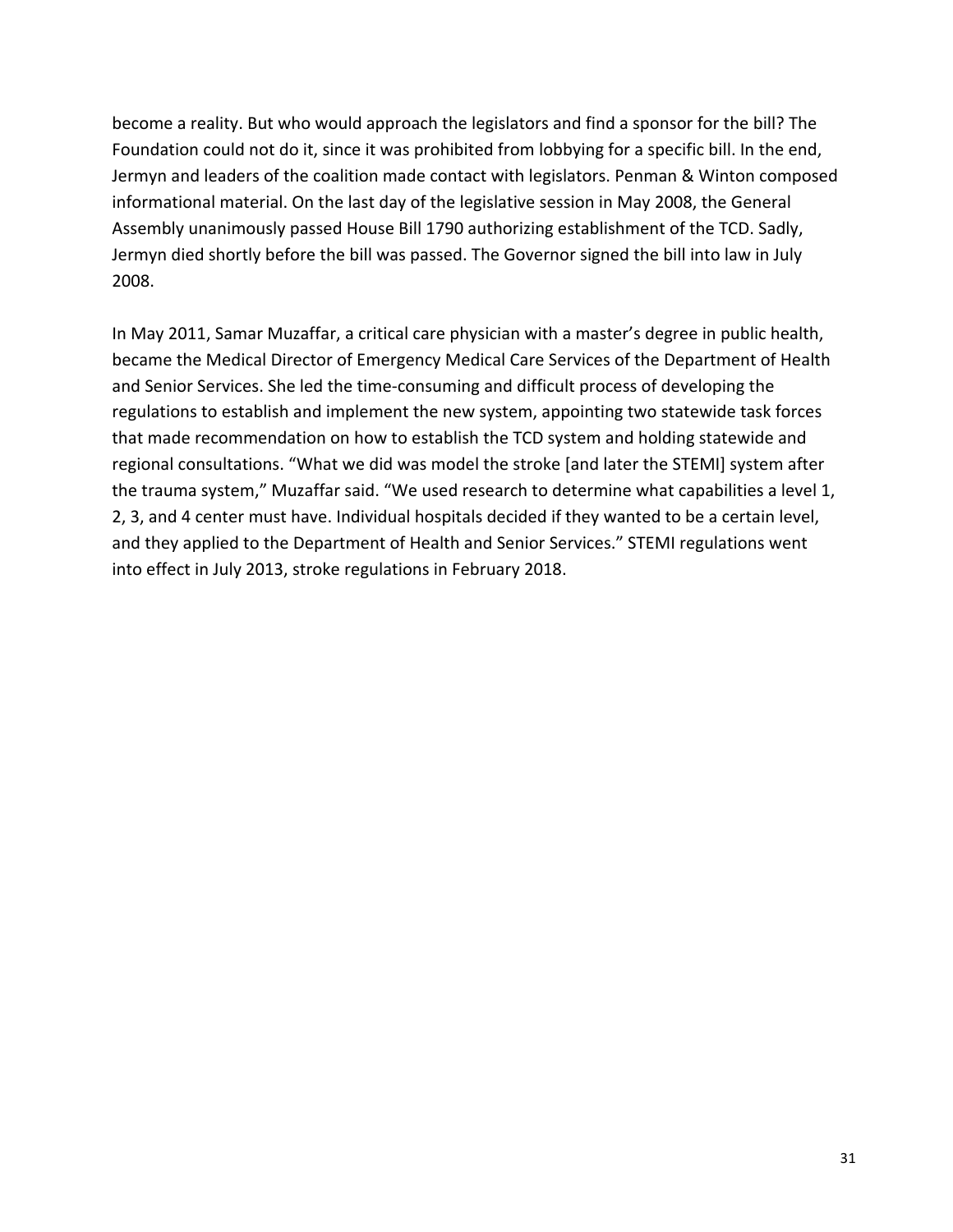become a reality. But who would approach the legislators and find a sponsor for the bill? The Foundation could not do it, since it was prohibited from lobbying for a specific bill. In the end, Jermyn and leaders of the coalition made contact with legislators. Penman & Winton composed informational material. On the last day of the legislative session in May 2008, the General Assembly unanimously passed House Bill 1790 authorizing establishment of the TCD. Sadly, Jermyn died shortly before the bill was passed. The Governor signed the bill into law in July 2008.

In May 2011, Samar Muzaffar, a critical care physician with a master's degree in public health, became the Medical Director of Emergency Medical Care Services of the Department of Health and Senior Services. She led the time-consuming and difficult process of developing the regulations to establish and implement the new system, appointing two statewide task forces that made recommendation on how to establish the TCD system and holding statewide and regional consultations. "What we did was model the stroke [and later the STEMI] system after the trauma system," Muzaffar said. "We used research to determine what capabilities a level 1, 2, 3, and 4 center must have. Individual hospitals decided if they wanted to be a certain level, and they applied to the Department of Health and Senior Services." STEMI regulations went into effect in July 2013, stroke regulations in February 2018.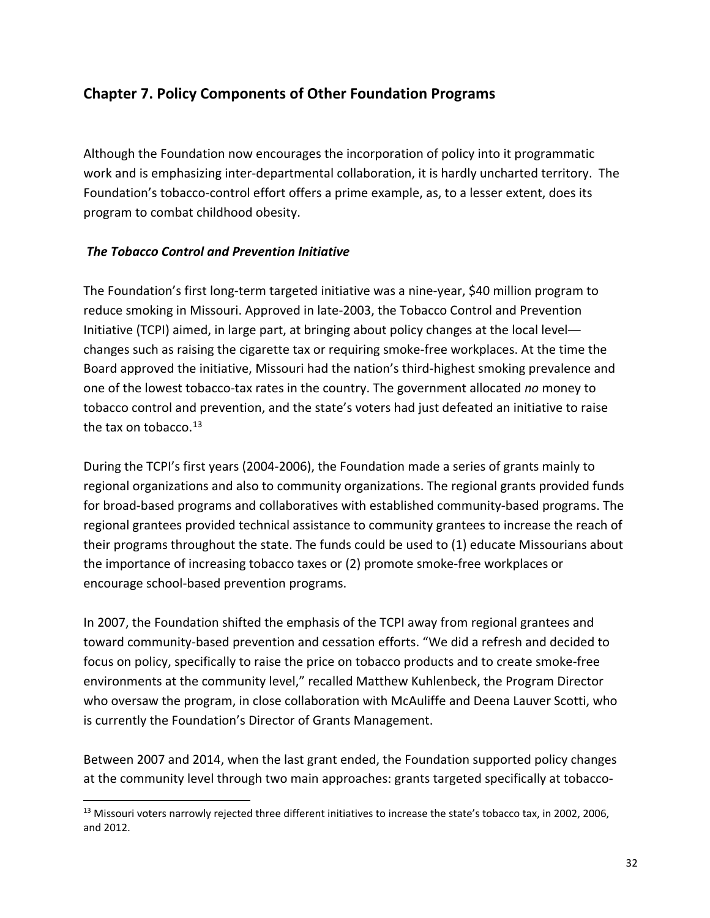## Chapter 7. Policy Components of Other Foundation Programs

Although the Foundation now encourages the incorporation of policy into it programmatic work and is emphasizing inter-departmental collaboration, it is hardly uncharted territory. The Foundation's tobacco-control effort offers a prime example, as, to a lesser extent, does its program to combat childhood obesity.

### *The Tobacco Control and Prevention Initiative*

The Foundation's first long-term targeted initiative was a nine-year, $40 million program to reduce smoking in Missouri. Approved in late-2003, the Tobacco Control and Prevention Initiative (TCPI) aimed, in large part, at bringing about policy changes at the local level—changes such as raising the cigarette tax or requiring smoke-free workplaces. At the time the Board approved the initiative, Missouri had the nation's third-highest smoking prevalence and one of the lowest tobacco-tax rates in the country. The government allocated *no* money to tobacco control and prevention, and the state's voters had just defeated an initiative to raise the tax on tobacco.[13]

During the TCPI's first years (2004-2006), the Foundation made a series of grants mainly to regional organizations and also to community organizations. The regional grants provided funds for broad-based programs and collaboratives with established community-based programs. The regional grantees provided technical assistance to community grantees to increase the reach of their programs throughout the state. The funds could be used to (1) educate Missourians about the importance of increasing tobacco taxes or (2) promote smoke-free workplaces or encourage school-based prevention programs.

In 2007, the Foundation shifted the emphasis of the TCPI away from regional grantees and toward community-based prevention and cessation efforts. "We did a refresh and decided to focus on policy, specifically to raise the price on tobacco products and to create smoke-free environments at the community level," recalled Matthew Kuhlenbeck, the Program Director who oversaw the program, in close collaboration with McAuliffe and Deena Lauver Scotti, who is currently the Foundation's Director of Grants Management.

Between 2007 and 2014, when the last grant ended, the Foundation supported policy changes at the community level through two main approaches: grants targeted specifically at tobacco-

[13] Missouri voters narrowly rejected three different initiatives to increase the state's tobacco tax, in 2002, 2006, and 2012.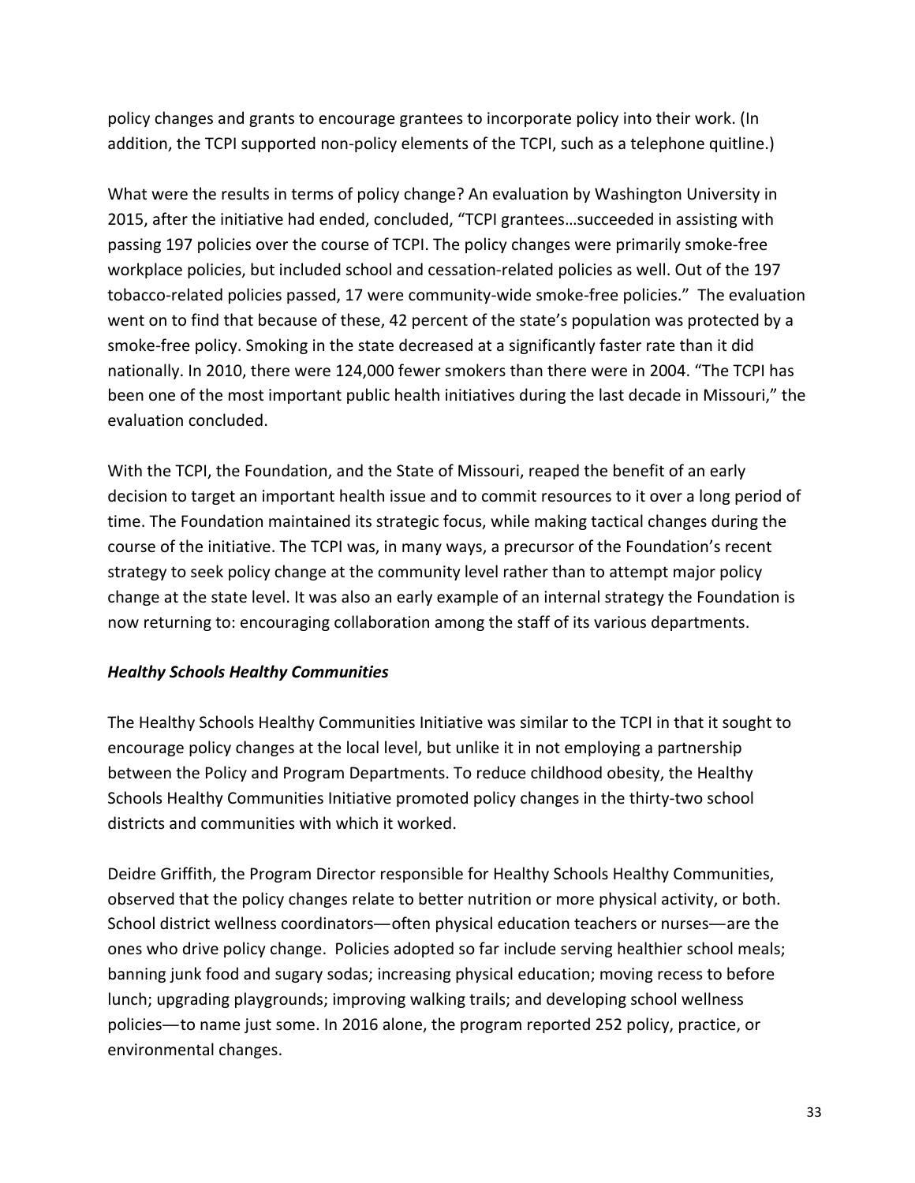policy changes and grants to encourage grantees to incorporate policy into their work. (In addition, the TCPI supported non-policy elements of the TCPI, such as a telephone quitline.)

What were the results in terms of policy change? An evaluation by Washington University in 2015, after the initiative had ended, concluded, "TCPI grantees…succeeded in assisting with passing 197 policies over the course of TCPI. The policy changes were primarily smoke-free workplace policies, but included school and cessation-related policies as well. Out of the 197 tobacco-related policies passed, 17 were community-wide smoke-free policies." The evaluation went on to find that because of these, 42 percent of the state's population was protected by a smoke-free policy. Smoking in the state decreased at a significantly faster rate than it did nationally. In 2010, there were 124,000 fewer smokers than there were in 2004. "The TCPI has been one of the most important public health initiatives during the last decade in Missouri," the evaluation concluded.

With the TCPI, the Foundation, and the State of Missouri, reaped the benefit of an early decision to target an important health issue and to commit resources to it over a long period of time. The Foundation maintained its strategic focus, while making tactical changes during the course of the initiative. The TCPI was, in many ways, a precursor of the Foundation's recent strategy to seek policy change at the community level rather than to attempt major policy change at the state level. It was also an early example of an internal strategy the Foundation is now returning to: encouraging collaboration among the staff of its various departments.

### *Healthy Schools Healthy Communities*

The Healthy Schools Healthy Communities Initiative was similar to the TCPI in that it sought to encourage policy changes at the local level, but unlike it in not employing a partnership between the Policy and Program Departments. To reduce childhood obesity, the Healthy Schools Healthy Communities Initiative promoted policy changes in the thirty-two school districts and communities with which it worked.

Deidre Griffith, the Program Director responsible for Healthy Schools Healthy Communities, observed that the policy changes relate to better nutrition or more physical activity, or both. School district wellness coordinators—often physical education teachers or nurses—are the ones who drive policy change. Policies adopted so far include serving healthier school meals; banning junk food and sugary sodas; increasing physical education; moving recess to before lunch; upgrading playgrounds; improving walking trails; and developing school wellness policies—to name just some. In 2016 alone, the program reported 252 policy, practice, or environmental changes.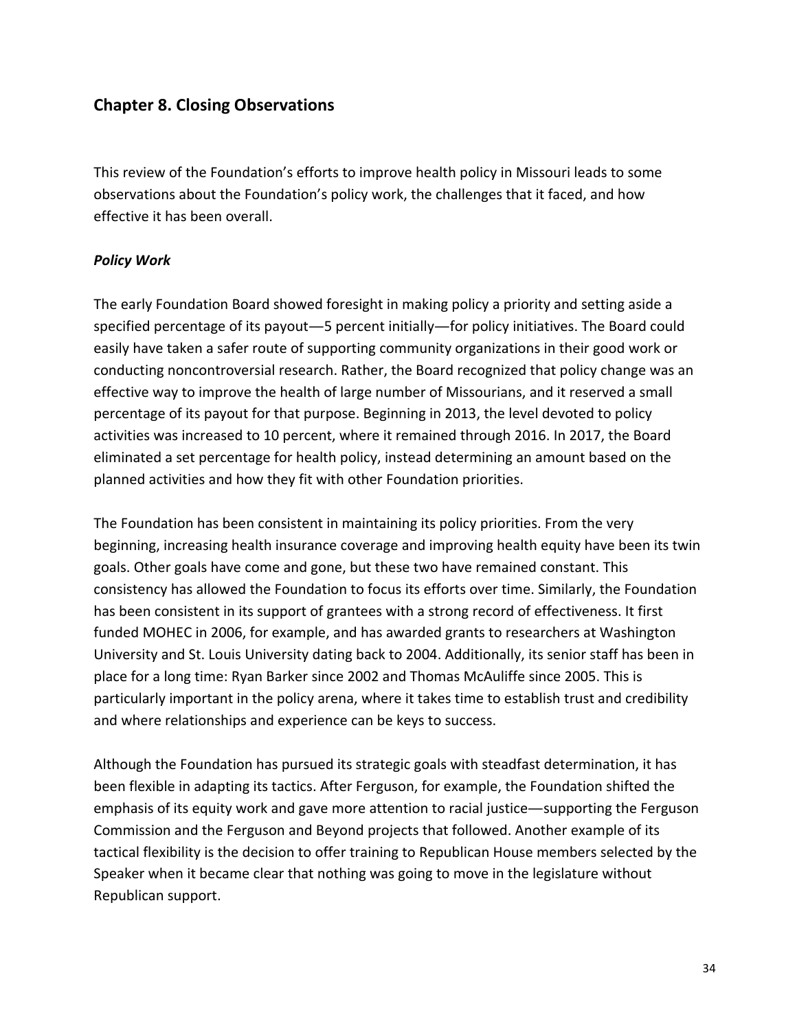## Chapter 8. Closing Observations

This review of the Foundation's efforts to improve health policy in Missouri leads to some observations about the Foundation's policy work, the challenges that it faced, and how effective it has been overall.

### *Policy Work*

The early Foundation Board showed foresight in making policy a priority and setting aside a specified percentage of its payout—5 percent initially—for policy initiatives. The Board could easily have taken a safer route of supporting community organizations in their good work or conducting noncontroversial research. Rather, the Board recognized that policy change was an effective way to improve the health of large number of Missourians, and it reserved a small percentage of its payout for that purpose. Beginning in 2013, the level devoted to policy activities was increased to 10 percent, where it remained through 2016. In 2017, the Board eliminated a set percentage for health policy, instead determining an amount based on the planned activities and how they fit with other Foundation priorities.

The Foundation has been consistent in maintaining its policy priorities. From the very beginning, increasing health insurance coverage and improving health equity have been its twin goals. Other goals have come and gone, but these two have remained constant. This consistency has allowed the Foundation to focus its efforts over time. Similarly, the Foundation has been consistent in its support of grantees with a strong record of effectiveness. It first funded MOHEC in 2006, for example, and has awarded grants to researchers at Washington University and St. Louis University dating back to 2004. Additionally, its senior staff has been in place for a long time: Ryan Barker since 2002 and Thomas McAuliffe since 2005. This is particularly important in the policy arena, where it takes time to establish trust and credibility and where relationships and experience can be keys to success.

Although the Foundation has pursued its strategic goals with steadfast determination, it has been flexible in adapting its tactics. After Ferguson, for example, the Foundation shifted the emphasis of its equity work and gave more attention to racial justice—supporting the Ferguson Commission and the Ferguson and Beyond projects that followed. Another example of its tactical flexibility is the decision to offer training to Republican House members selected by the Speaker when it became clear that nothing was going to move in the legislature without Republican support.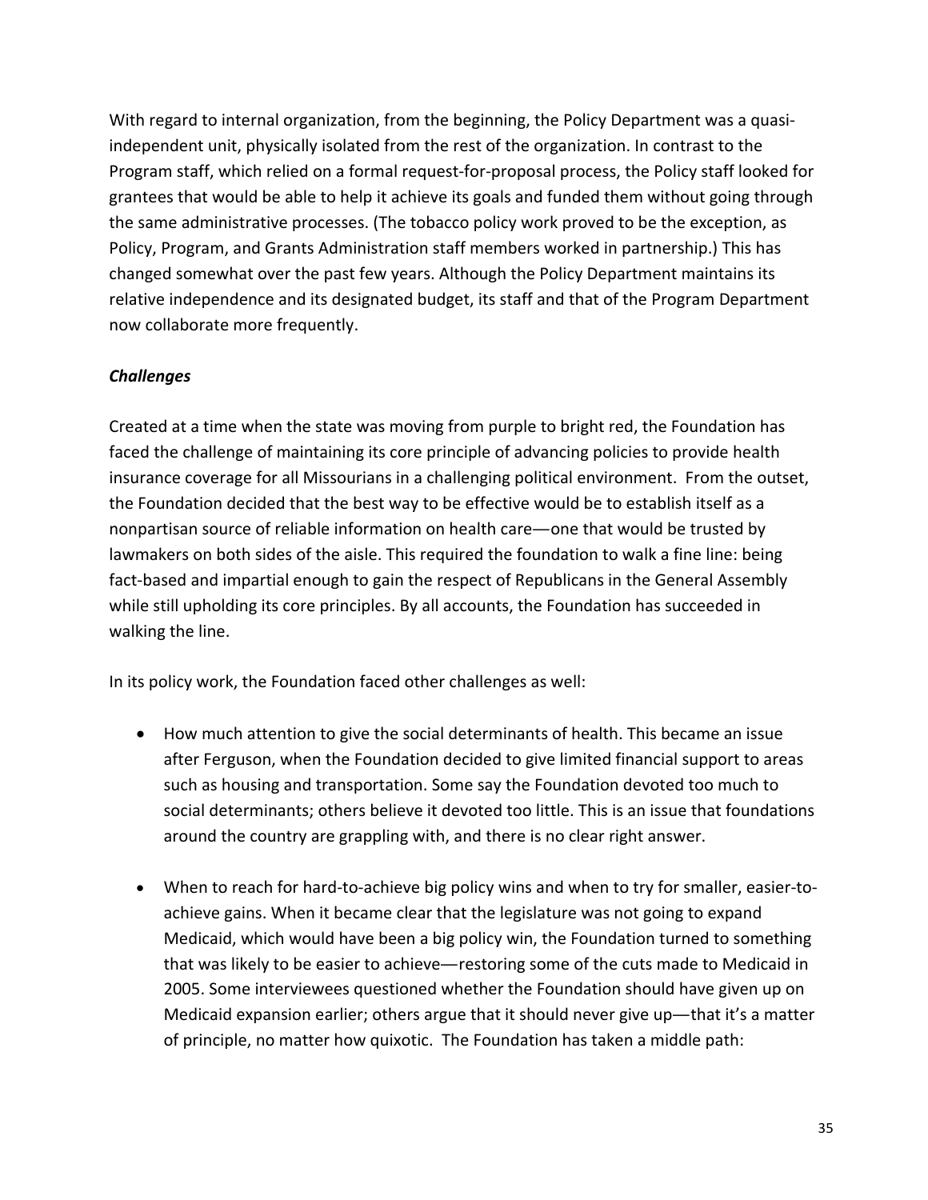With regard to internal organization, from the beginning, the Policy Department was a quasi-independent unit, physically isolated from the rest of the organization. In contrast to the Program staff, which relied on a formal request-for-proposal process, the Policy staff looked for grantees that would be able to help it achieve its goals and funded them without going through the same administrative processes. (The tobacco policy work proved to be the exception, as Policy, Program, and Grants Administration staff members worked in partnership.) This has changed somewhat over the past few years. Although the Policy Department maintains its relative independence and its designated budget, its staff and that of the Program Department now collaborate more frequently.

***Challenges***

Created at a time when the state was moving from purple to bright red, the Foundation has faced the challenge of maintaining its core principle of advancing policies to provide health insurance coverage for all Missourians in a challenging political environment. From the outset, the Foundation decided that the best way to be effective would be to establish itself as a nonpartisan source of reliable information on health care—one that would be trusted by lawmakers on both sides of the aisle. This required the foundation to walk a fine line: being fact-based and impartial enough to gain the respect of Republicans in the General Assembly while still upholding its core principles. By all accounts, the Foundation has succeeded in walking the line.

In its policy work, the Foundation faced other challenges as well:

- How much attention to give the social determinants of health. This became an issue after Ferguson, when the Foundation decided to give limited financial support to areas such as housing and transportation. Some say the Foundation devoted too much to social determinants; others believe it devoted too little. This is an issue that foundations around the country are grappling with, and there is no clear right answer.

- When to reach for hard-to-achieve big policy wins and when to try for smaller, easier-to-achieve gains. When it became clear that the legislature was not going to expand Medicaid, which would have been a big policy win, the Foundation turned to something that was likely to be easier to achieve—restoring some of the cuts made to Medicaid in 2005. Some interviewees questioned whether the Foundation should have given up on Medicaid expansion earlier; others argue that it should never give up—that it's a matter of principle, no matter how quixotic. The Foundation has taken a middle path: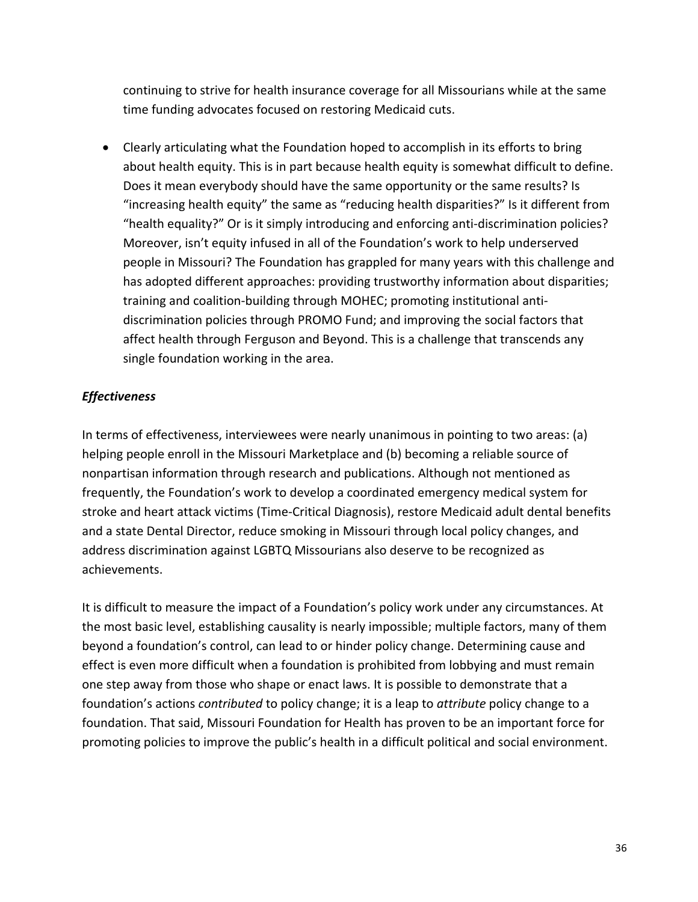continuing to strive for health insurance coverage for all Missourians while at the same time funding advocates focused on restoring Medicaid cuts.

- Clearly articulating what the Foundation hoped to accomplish in its efforts to bring about health equity. This is in part because health equity is somewhat difficult to define. Does it mean everybody should have the same opportunity or the same results? Is "increasing health equity" the same as "reducing health disparities?" Is it different from "health equality?" Or is it simply introducing and enforcing anti-discrimination policies? Moreover, isn't equity infused in all of the Foundation's work to help underserved people in Missouri? The Foundation has grappled for many years with this challenge and has adopted different approaches: providing trustworthy information about disparities; training and coalition-building through MOHEC; promoting institutional anti-discrimination policies through PROMO Fund; and improving the social factors that affect health through Ferguson and Beyond. This is a challenge that transcends any single foundation working in the area.

### *Effectiveness*

In terms of effectiveness, interviewees were nearly unanimous in pointing to two areas: (a) helping people enroll in the Missouri Marketplace and (b) becoming a reliable source of nonpartisan information through research and publications. Although not mentioned as frequently, the Foundation's work to develop a coordinated emergency medical system for stroke and heart attack victims (Time-Critical Diagnosis), restore Medicaid adult dental benefits and a state Dental Director, reduce smoking in Missouri through local policy changes, and address discrimination against LGBTQ Missourians also deserve to be recognized as achievements.

It is difficult to measure the impact of a Foundation's policy work under any circumstances. At the most basic level, establishing causality is nearly impossible; multiple factors, many of them beyond a foundation's control, can lead to or hinder policy change. Determining cause and effect is even more difficult when a foundation is prohibited from lobbying and must remain one step away from those who shape or enact laws. It is possible to demonstrate that a foundation's actions *contributed* to policy change; it is a leap to *attribute* policy change to a foundation. That said, Missouri Foundation for Health has proven to be an important force for promoting policies to improve the public's health in a difficult political and social environment.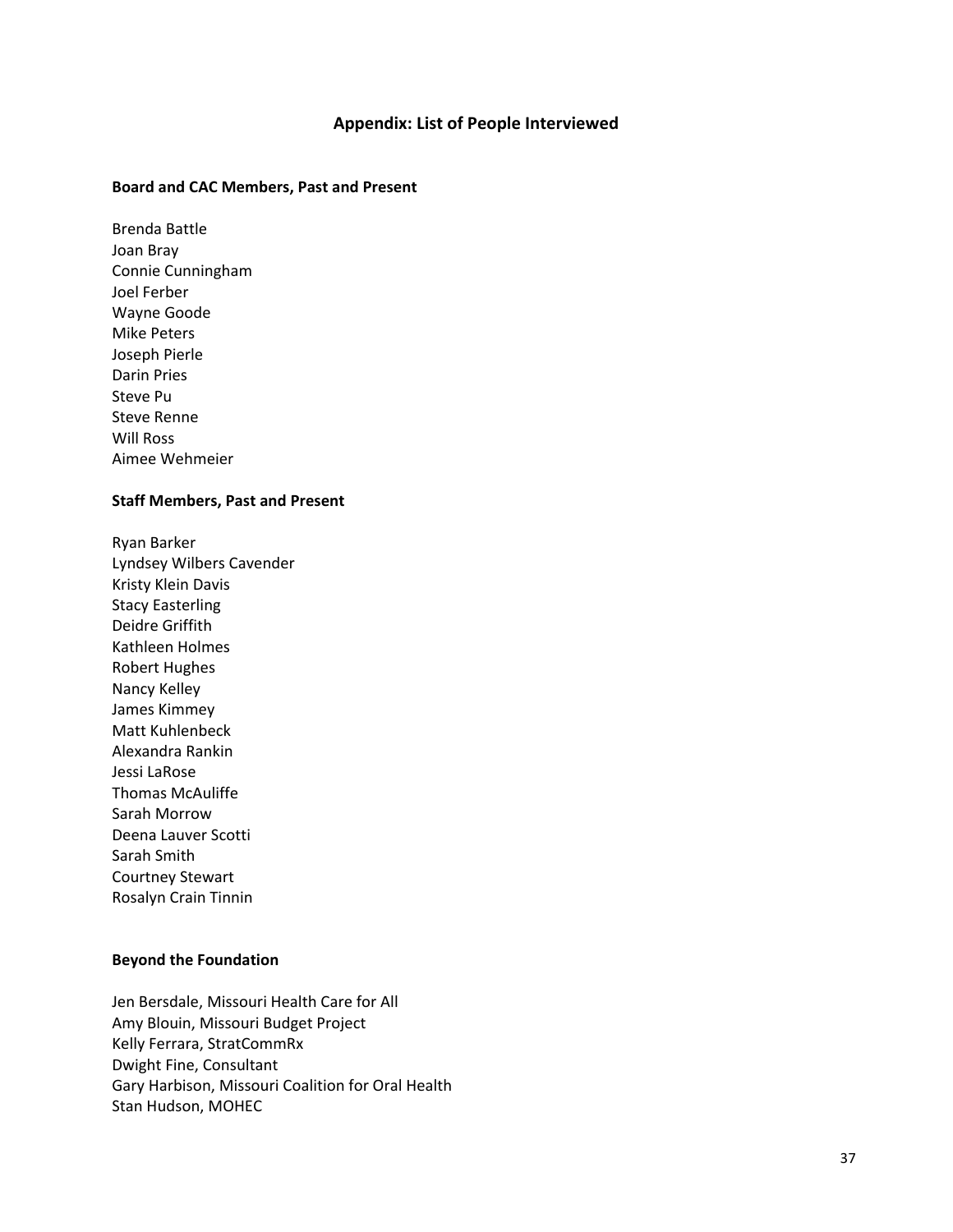## Appendix: List of People Interviewed

### Board and CAC Members, Past and Present

Brenda Battle
Joan Bray
Connie Cunningham
Joel Ferber
Wayne Goode
Mike Peters
Joseph Pierle
Darin Pries
Steve Pu
Steve Renne
Will Ross
Aimee Wehmeier

### Staff Members, Past and Present

Ryan Barker
Lyndsey Wilbers Cavender
Kristy Klein Davis
Stacy Easterling
Deidre Griffith
Kathleen Holmes
Robert Hughes
Nancy Kelley
James Kimmey
Matt Kuhlenbeck
Alexandra Rankin
Jessi LaRose
Thomas McAuliffe
Sarah Morrow
Deena Lauver Scotti
Sarah Smith
Courtney Stewart
Rosalyn Crain Tinnin

### Beyond the Foundation

Jen Bersdale, Missouri Health Care for All
Amy Blouin, Missouri Budget Project
Kelly Ferrara, StratCommRx
Dwight Fine, Consultant
Gary Harbison, Missouri Coalition for Oral Health
Stan Hudson, MOHEC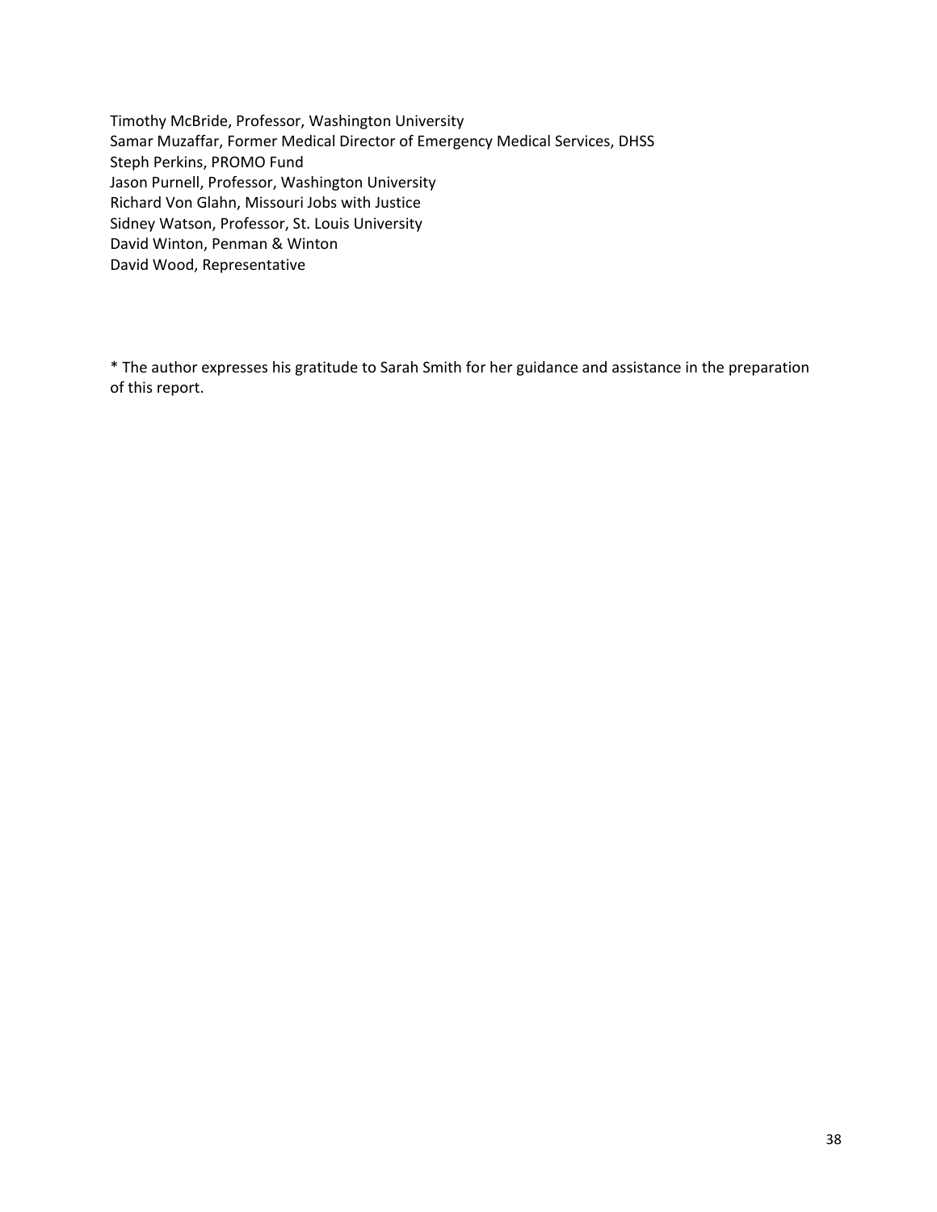Timothy McBride, Professor, Washington University
Samar Muzaffar, Former Medical Director of Emergency Medical Services, DHSS
Steph Perkins, PROMO Fund
Jason Purnell, Professor, Washington University
Richard Von Glahn, Missouri Jobs with Justice
Sidney Watson, Professor, St. Louis University
David Winton, Penman & Winton
David Wood, Representative

* The author expresses his gratitude to Sarah Smith for her guidance and assistance in the preparation of this report.